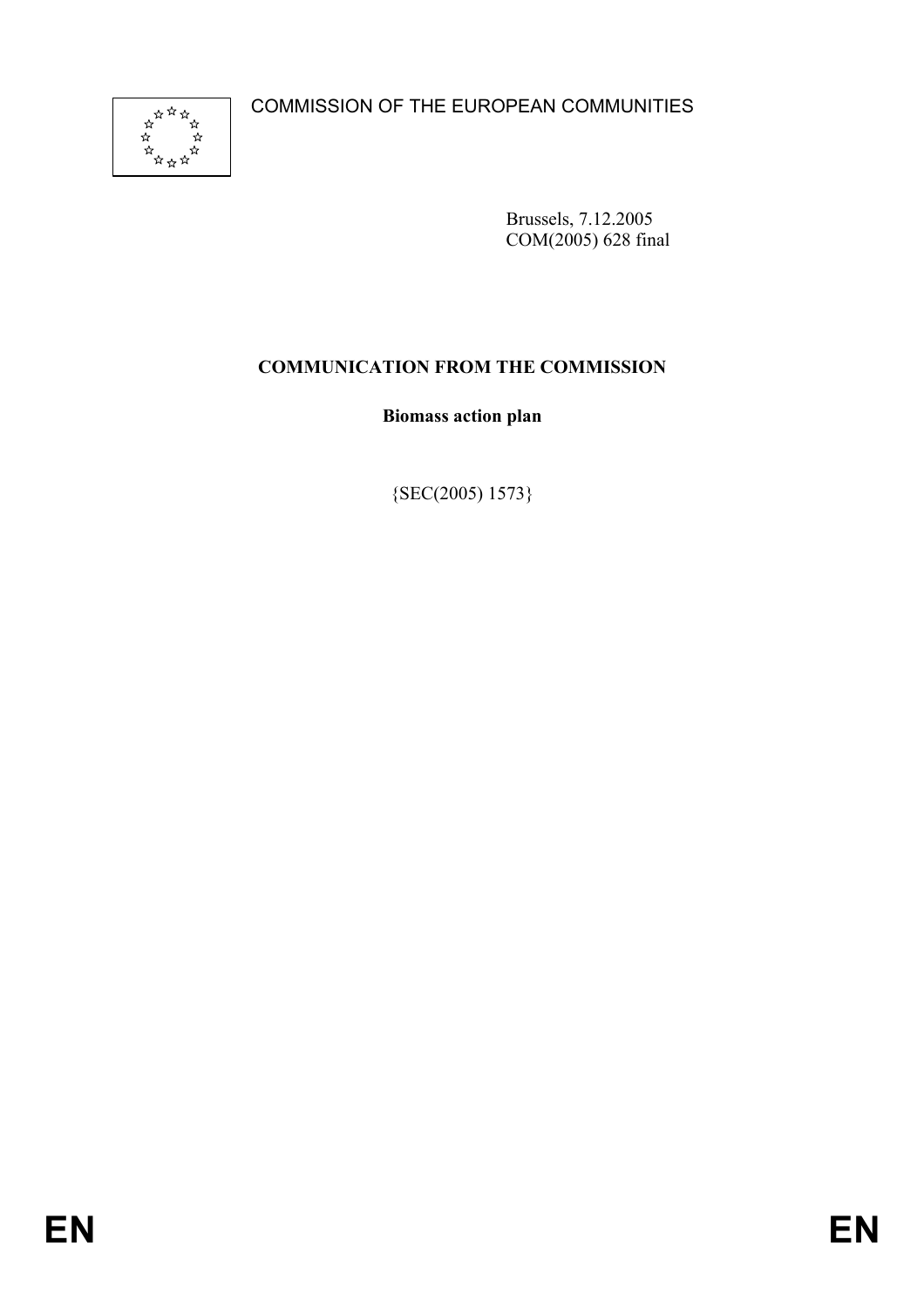COMMISSION OF THE EUROPEAN COMMUNITIES

Brussels, 7.12.2005
COM(2005) 628 final

**COMMUNICATION FROM THE COMMISSION**

**Biomass action plan**

{SEC(2005) 1573}

EN EN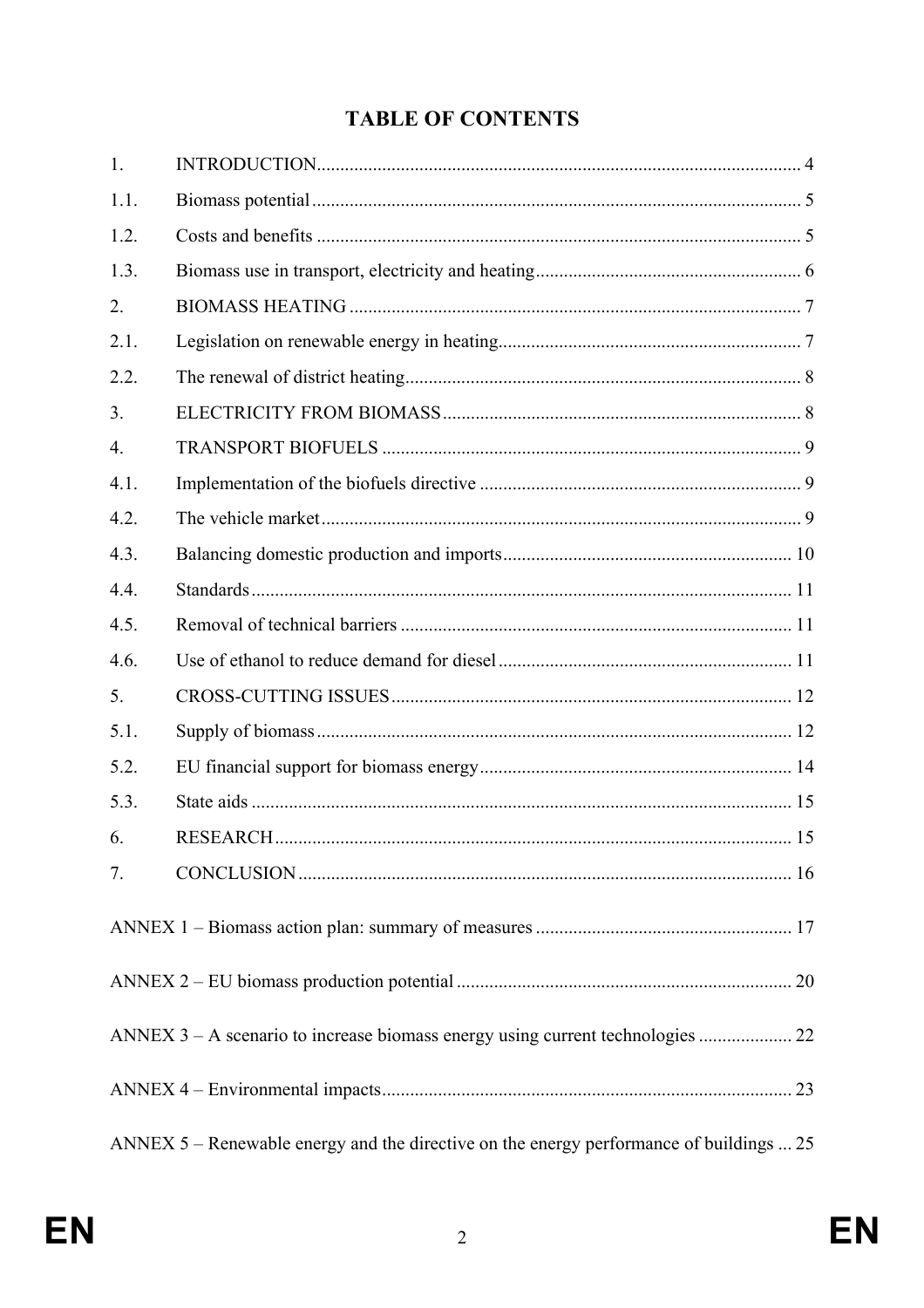# TABLE OF CONTENTS

| | | |
|---|---|---|
| 1. | INTRODUCTION | 4 |
| 1.1. | Biomass potential | 5 |
| 1.2. | Costs and benefits | 5 |
| 1.3. | Biomass use in transport, electricity and heating | 6 |
| 2. | BIOMASS HEATING | 7 |
| 2.1. | Legislation on renewable energy in heating | 7 |
| 2.2. | The renewal of district heating | 8 |
| 3. | ELECTRICITY FROM BIOMASS | 8 |
| 4. | TRANSPORT BIOFUELS | 9 |
| 4.1. | Implementation of the biofuels directive | 9 |
| 4.2. | The vehicle market | 9 |
| 4.3. | Balancing domestic production and imports | 10 |
| 4.4. | Standards | 11 |
| 4.5. | Removal of technical barriers | 11 |
| 4.6. | Use of ethanol to reduce demand for diesel | 11 |
| 5. | CROSS-CUTTING ISSUES | 12 |
| 5.1. | Supply of biomass | 12 |
| 5.2. | EU financial support for biomass energy | 14 |
| 5.3. | State aids | 15 |
| 6. | RESEARCH | 15 |
| 7. | CONCLUSION | 16 |

ANNEX 1 – Biomass action plan: summary of measures ... 17

ANNEX 2 – EU biomass production potential ... 20

ANNEX 3 – A scenario to increase biomass energy using current technologies ... 22

ANNEX 4 – Environmental impacts ... 23

ANNEX 5 – Renewable energy and the directive on the energy performance of buildings ... 25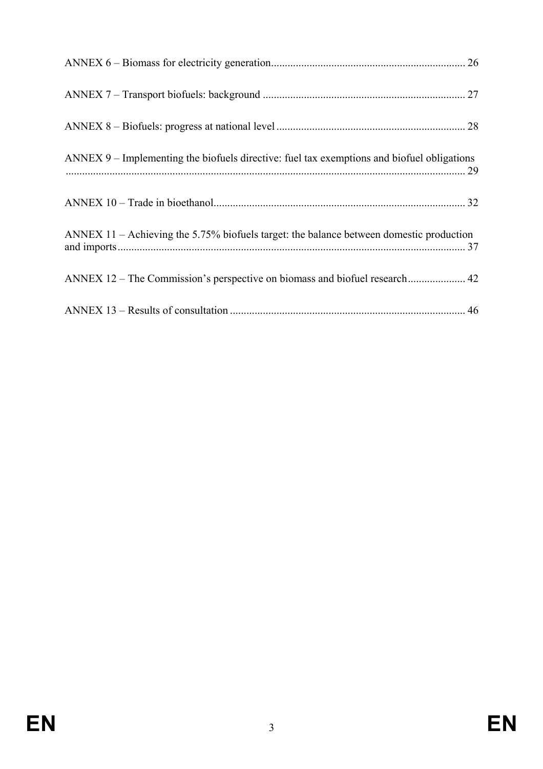ANNEX 6 – Biomass for electricity generation ...................................................................... 26

ANNEX 7 – Transport biofuels: background ......................................................................... 27

ANNEX 8 – Biofuels: progress at national level .................................................................... 28

ANNEX 9 – Implementing the biofuels directive: fuel tax exemptions and biofuel obligations ................................................................................................................................ 29

ANNEX 10 – Trade in bioethanol........................................................................................... 32

ANNEX 11 – Achieving the 5.75% biofuels target: the balance between domestic production and imports.............................................................................................................................. 37

ANNEX 12 – The Commission's perspective on biomass and biofuel research..................... 42

ANNEX 13 – Results of consultation ..................................................................................... 46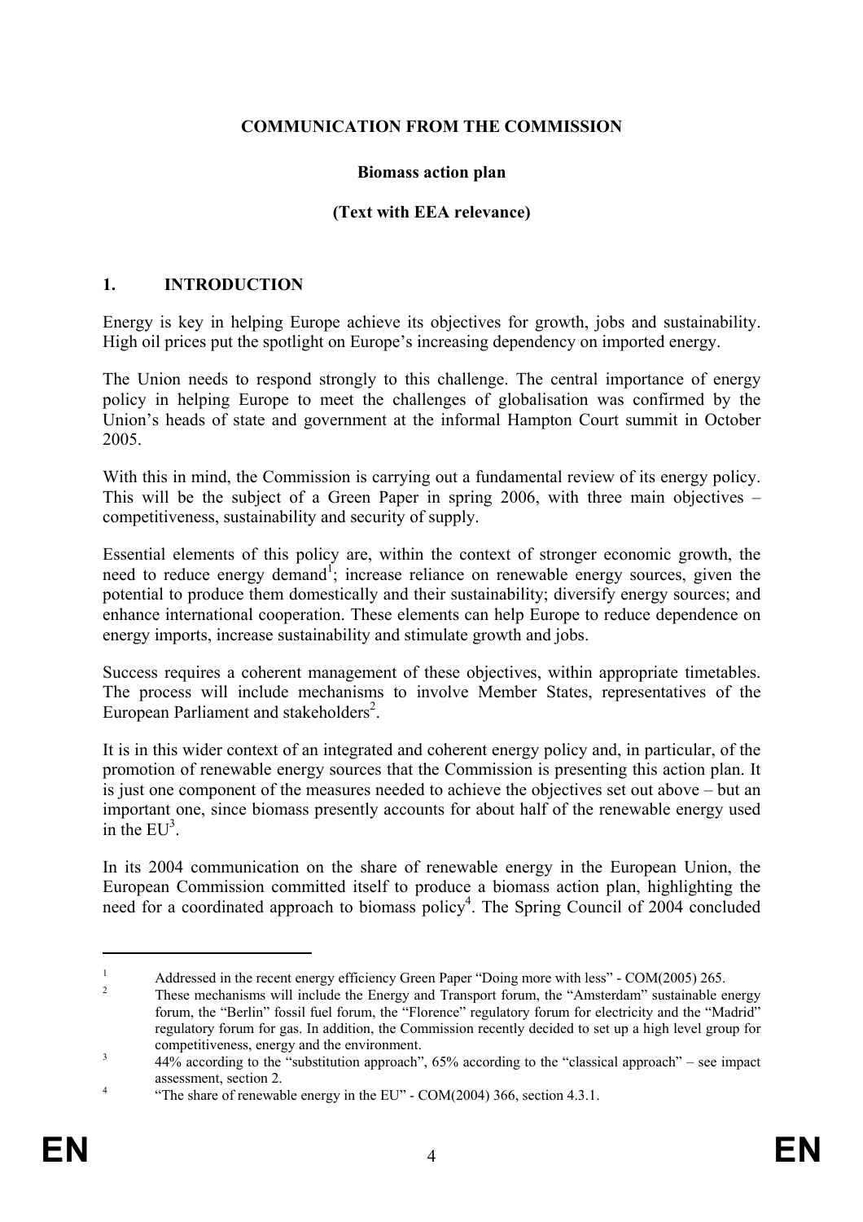**COMMUNICATION FROM THE COMMISSION**

**Biomass action plan**

**(Text with EEA relevance)**

## 1. INTRODUCTION

Energy is key in helping Europe achieve its objectives for growth, jobs and sustainability. High oil prices put the spotlight on Europe's increasing dependency on imported energy.

The Union needs to respond strongly to this challenge. The central importance of energy policy in helping Europe to meet the challenges of globalisation was confirmed by the Union's heads of state and government at the informal Hampton Court summit in October 2005.

With this in mind, the Commission is carrying out a fundamental review of its energy policy. This will be the subject of a Green Paper in spring 2006, with three main objectives – competitiveness, sustainability and security of supply.

Essential elements of this policy are, within the context of stronger economic growth, the need to reduce energy demand[1]; increase reliance on renewable energy sources, given the potential to produce them domestically and their sustainability; diversify energy sources; and enhance international cooperation. These elements can help Europe to reduce dependence on energy imports, increase sustainability and stimulate growth and jobs.

Success requires a coherent management of these objectives, within appropriate timetables. The process will include mechanisms to involve Member States, representatives of the European Parliament and stakeholders[2].

It is in this wider context of an integrated and coherent energy policy and, in particular, of the promotion of renewable energy sources that the Commission is presenting this action plan. It is just one component of the measures needed to achieve the objectives set out above – but an important one, since biomass presently accounts for about half of the renewable energy used in the EU[3].

In its 2004 communication on the share of renewable energy in the European Union, the European Commission committed itself to produce a biomass action plan, highlighting the need for a coordinated approach to biomass policy[4]. The Spring Council of 2004 concluded

---

[1] Addressed in the recent energy efficiency Green Paper "Doing more with less" - COM(2005) 265.

[2] These mechanisms will include the Energy and Transport forum, the "Amsterdam" sustainable energy forum, the "Berlin" fossil fuel forum, the "Florence" regulatory forum for electricity and the "Madrid" regulatory forum for gas. In addition, the Commission recently decided to set up a high level group for competitiveness, energy and the environment.

[3] 44% according to the "substitution approach", 65% according to the "classical approach" – see impact assessment, section 2.

[4] "The share of renewable energy in the EU" - COM(2004) 366, section 4.3.1.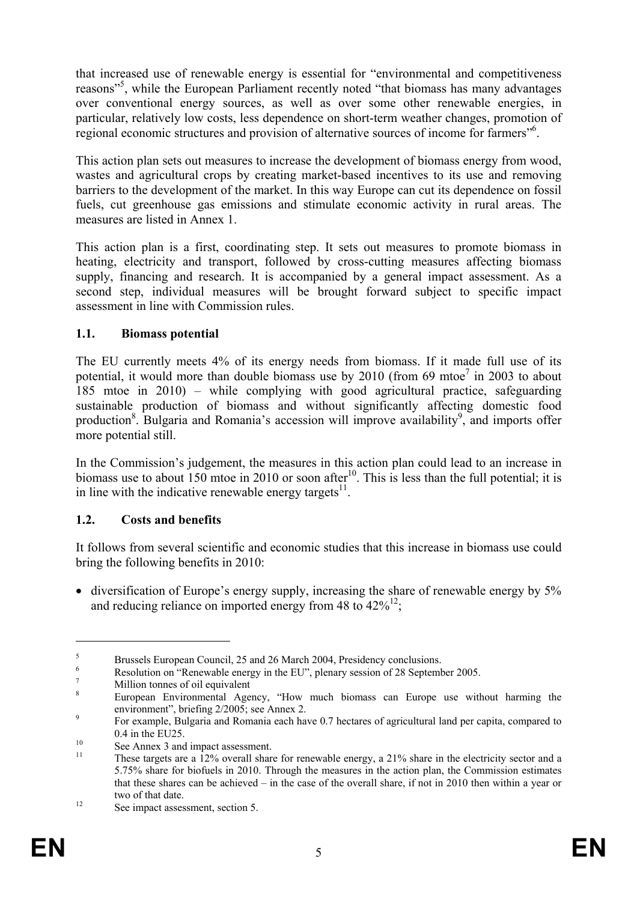that increased use of renewable energy is essential for "environmental and competitiveness reasons"[5], while the European Parliament recently noted "that biomass has many advantages over conventional energy sources, as well as over some other renewable energies, in particular, relatively low costs, less dependence on short-term weather changes, promotion of regional economic structures and provision of alternative sources of income for farmers"[6].

This action plan sets out measures to increase the development of biomass energy from wood, wastes and agricultural crops by creating market-based incentives to its use and removing barriers to the development of the market. In this way Europe can cut its dependence on fossil fuels, cut greenhouse gas emissions and stimulate economic activity in rural areas. The measures are listed in Annex 1.

This action plan is a first, coordinating step. It sets out measures to promote biomass in heating, electricity and transport, followed by cross-cutting measures affecting biomass supply, financing and research. It is accompanied by a general impact assessment. As a second step, individual measures will be brought forward subject to specific impact assessment in line with Commission rules.

### 1.1. Biomass potential

The EU currently meets 4% of its energy needs from biomass. If it made full use of its potential, it would more than double biomass use by 2010 (from 69 mtoe[7] in 2003 to about 185 mtoe in 2010) – while complying with good agricultural practice, safeguarding sustainable production of biomass and without significantly affecting domestic food production[8]. Bulgaria and Romania's accession will improve availability[9], and imports offer more potential still.

In the Commission's judgement, the measures in this action plan could lead to an increase in biomass use to about 150 mtoe in 2010 or soon after[10]. This is less than the full potential; it is in line with the indicative renewable energy targets[11].

### 1.2. Costs and benefits

It follows from several scientific and economic studies that this increase in biomass use could bring the following benefits in 2010:

- diversification of Europe's energy supply, increasing the share of renewable energy by 5% and reducing reliance on imported energy from 48 to 42%[12];

---

[5] Brussels European Council, 25 and 26 March 2004, Presidency conclusions.

[6] Resolution on "Renewable energy in the EU", plenary session of 28 September 2005.

[7] Million tonnes of oil equivalent

[8] European Environmental Agency, "How much biomass can Europe use without harming the environment", briefing 2/2005; see Annex 2.

[9] For example, Bulgaria and Romania each have 0.7 hectares of agricultural land per capita, compared to 0.4 in the EU25.

[10] See Annex 3 and impact assessment.

[11] These targets are a 12% overall share for renewable energy, a 21% share in the electricity sector and a 5.75% share for biofuels in 2010. Through the measures in the action plan, the Commission estimates that these shares can be achieved – in the case of the overall share, if not in 2010 then within a year or two of that date.

[12] See impact assessment, section 5.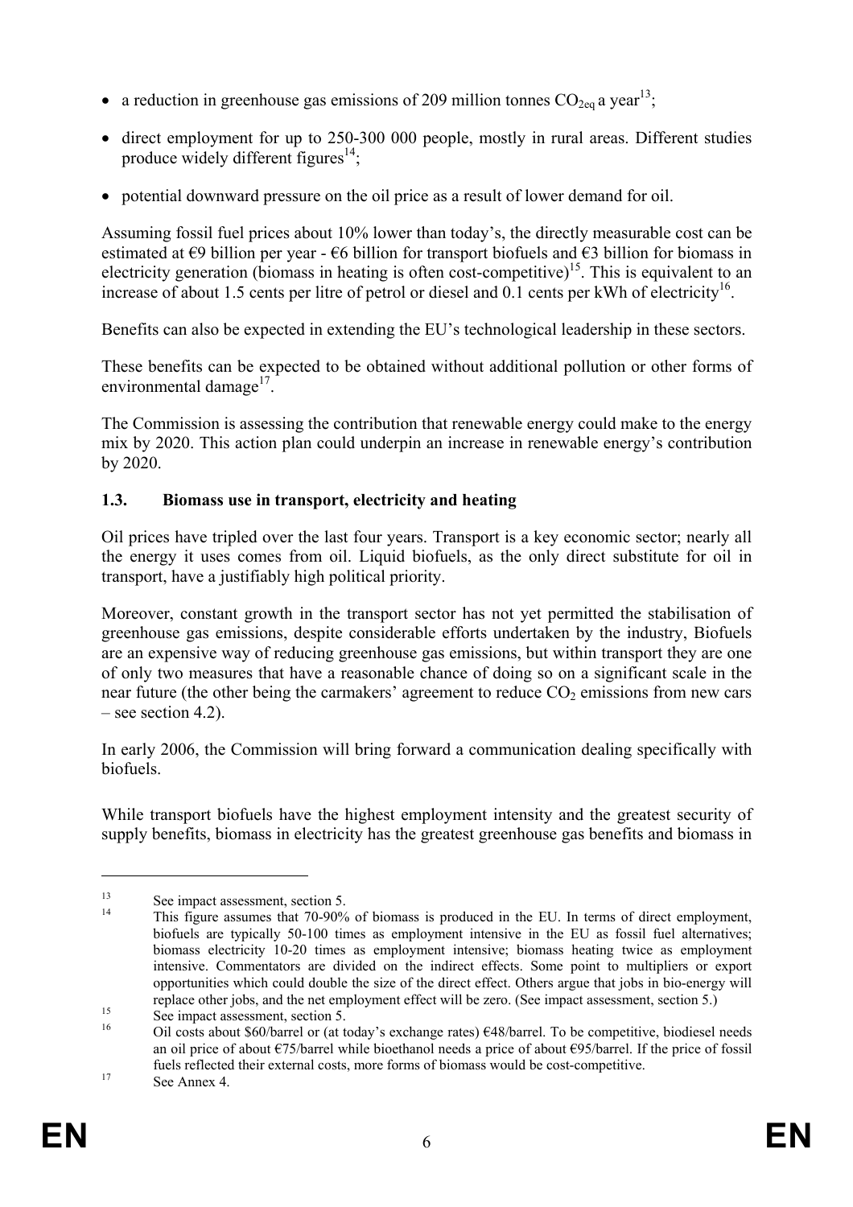- a reduction in greenhouse gas emissions of 209 million tonnes $CO_{2eq}$ a year[13];
- direct employment for up to 250-300 000 people, mostly in rural areas. Different studies produce widely different figures[14];
- potential downward pressure on the oil price as a result of lower demand for oil.

Assuming fossil fuel prices about 10% lower than today's, the directly measurable cost can be estimated at €9 billion per year - €6 billion for transport biofuels and €3 billion for biomass in electricity generation (biomass in heating is often cost-competitive)[15]. This is equivalent to an increase of about 1.5 cents per litre of petrol or diesel and 0.1 cents per kWh of electricity[16].

Benefits can also be expected in extending the EU's technological leadership in these sectors.

These benefits can be expected to be obtained without additional pollution or other forms of environmental damage[17].

The Commission is assessing the contribution that renewable energy could make to the energy mix by 2020. This action plan could underpin an increase in renewable energy's contribution by 2020.

### 1.3. Biomass use in transport, electricity and heating

Oil prices have tripled over the last four years. Transport is a key economic sector; nearly all the energy it uses comes from oil. Liquid biofuels, as the only direct substitute for oil in transport, have a justifiably high political priority.

Moreover, constant growth in the transport sector has not yet permitted the stabilisation of greenhouse gas emissions, despite considerable efforts undertaken by the industry, Biofuels are an expensive way of reducing greenhouse gas emissions, but within transport they are one of only two measures that have a reasonable chance of doing so on a significant scale in the near future (the other being the carmakers' agreement to reduce $CO_2$ emissions from new cars – see section 4.2).

In early 2006, the Commission will bring forward a communication dealing specifically with biofuels.

While transport biofuels have the highest employment intensity and the greatest security of supply benefits, biomass in electricity has the greatest greenhouse gas benefits and biomass in

---

[13] See impact assessment, section 5.

[14] This figure assumes that 70-90% of biomass is produced in the EU. In terms of direct employment, biofuels are typically 50-100 times as employment intensive in the EU as fossil fuel alternatives; biomass electricity 10-20 times as employment intensive; biomass heating twice as employment intensive. Commentators are divided on the indirect effects. Some point to multipliers or export opportunities which could double the size of the direct effect. Others argue that jobs in bio-energy will replace other jobs, and the net employment effect will be zero. (See impact assessment, section 5.)

[15] See impact assessment, section 5.

[16] Oil costs about $60/barrel or (at today's exchange rates) €48/barrel. To be competitive, biodiesel needs an oil price of about €75/barrel while bioethanol needs a price of about €95/barrel. If the price of fossil fuels reflected their external costs, more forms of biomass would be cost-competitive.

[17] See Annex 4.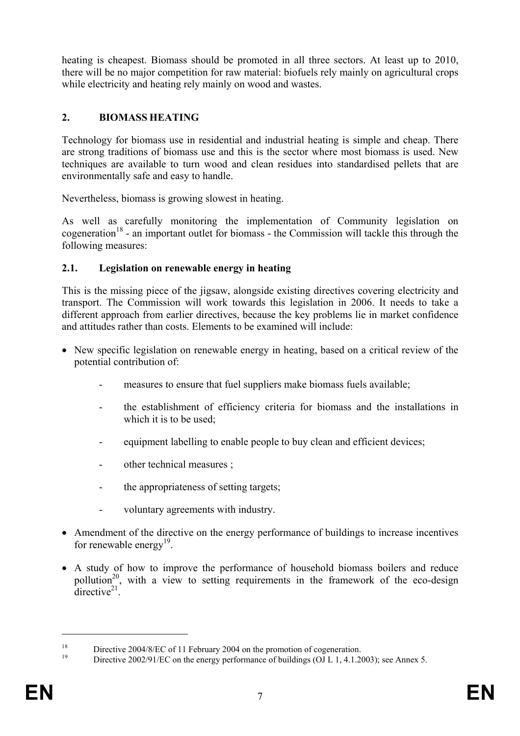heating is cheapest. Biomass should be promoted in all three sectors. At least up to 2010, there will be no major competition for raw material: biofuels rely mainly on agricultural crops while electricity and heating rely mainly on wood and wastes.

## 2. BIOMASS HEATING

Technology for biomass use in residential and industrial heating is simple and cheap. There are strong traditions of biomass use and this is the sector where most biomass is used. New techniques are available to turn wood and clean residues into standardised pellets that are environmentally safe and easy to handle.

Nevertheless, biomass is growing slowest in heating.

As well as carefully monitoring the implementation of Community legislation on cogeneration[18] - an important outlet for biomass - the Commission will tackle this through the following measures:

### 2.1. Legislation on renewable energy in heating

This is the missing piece of the jigsaw, alongside existing directives covering electricity and transport. The Commission will work towards this legislation in 2006. It needs to take a different approach from earlier directives, because the key problems lie in market confidence and attitudes rather than costs. Elements to be examined will include:

- New specific legislation on renewable energy in heating, based on a critical review of the potential contribution of:
  - measures to ensure that fuel suppliers make biomass fuels available;
  - the establishment of efficiency criteria for biomass and the installations in which it is to be used;
  - equipment labelling to enable people to buy clean and efficient devices;
  - other technical measures ;
  - the appropriateness of setting targets;
  - voluntary agreements with industry.
- Amendment of the directive on the energy performance of buildings to increase incentives for renewable energy[19].
- A study of how to improve the performance of household biomass boilers and reduce pollution[20], with a view to setting requirements in the framework of the eco-design directive[21].

---

[18] Directive 2004/8/EC of 11 February 2004 on the promotion of cogeneration.

[19] Directive 2002/91/EC on the energy performance of buildings (OJ L 1, 4.1.2003); see Annex 5.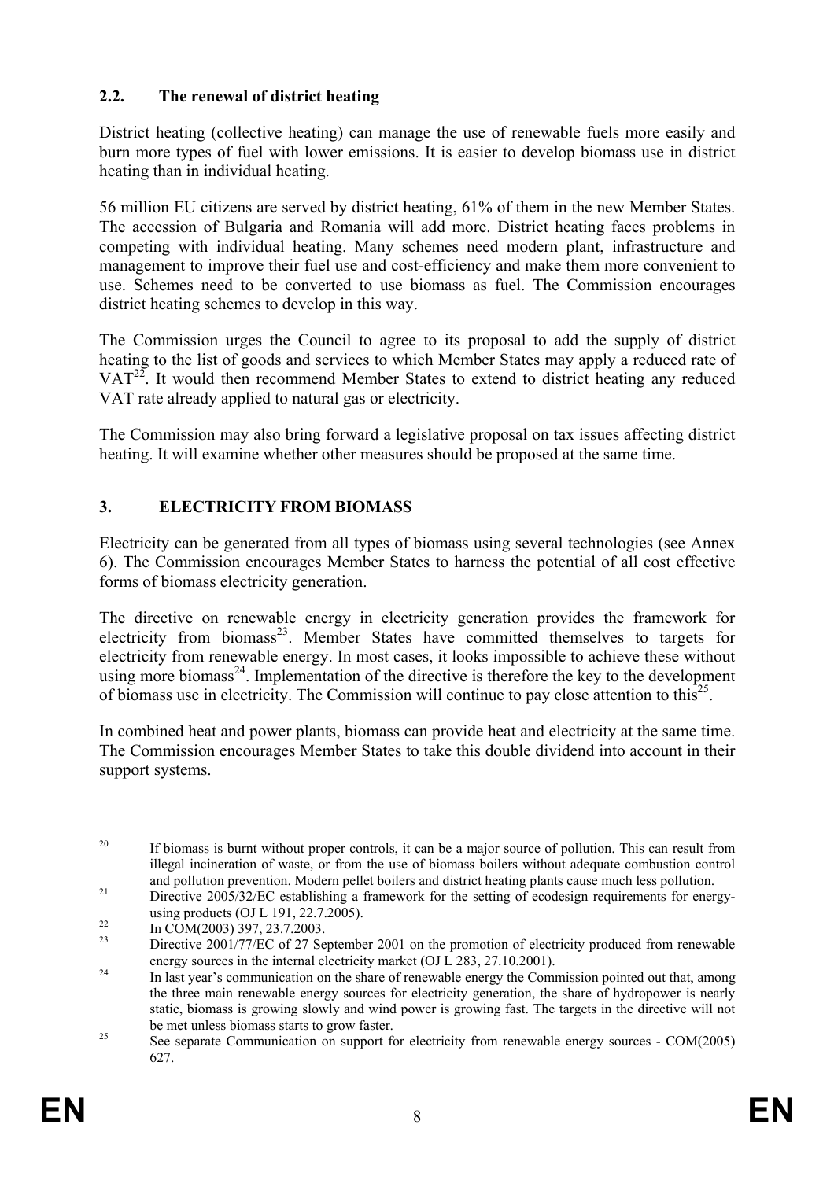## 2.2. The renewal of district heating

District heating (collective heating) can manage the use of renewable fuels more easily and burn more types of fuel with lower emissions. It is easier to develop biomass use in district heating than in individual heating.

56 million EU citizens are served by district heating, 61% of them in the new Member States. The accession of Bulgaria and Romania will add more. District heating faces problems in competing with individual heating. Many schemes need modern plant, infrastructure and management to improve their fuel use and cost-efficiency and make them more convenient to use. Schemes need to be converted to use biomass as fuel. The Commission encourages district heating schemes to develop in this way.

The Commission urges the Council to agree to its proposal to add the supply of district heating to the list of goods and services to which Member States may apply a reduced rate of VAT[22]. It would then recommend Member States to extend to district heating any reduced VAT rate already applied to natural gas or electricity.

The Commission may also bring forward a legislative proposal on tax issues affecting district heating. It will examine whether other measures should be proposed at the same time.

# 3. ELECTRICITY FROM BIOMASS

Electricity can be generated from all types of biomass using several technologies (see Annex 6). The Commission encourages Member States to harness the potential of all cost effective forms of biomass electricity generation.

The directive on renewable energy in electricity generation provides the framework for electricity from biomass[23]. Member States have committed themselves to targets for electricity from renewable energy. In most cases, it looks impossible to achieve these without using more biomass[24]. Implementation of the directive is therefore the key to the development of biomass use in electricity. The Commission will continue to pay close attention to this[25].

In combined heat and power plants, biomass can provide heat and electricity at the same time. The Commission encourages Member States to take this double dividend into account in their support systems.

---

[20] If biomass is burnt without proper controls, it can be a major source of pollution. This can result from illegal incineration of waste, or from the use of biomass boilers without adequate combustion control and pollution prevention. Modern pellet boilers and district heating plants cause much less pollution.

[21] Directive 2005/32/EC establishing a framework for the setting of ecodesign requirements for energy-using products (OJ L 191, 22.7.2005).

[22] In COM(2003) 397, 23.7.2003.

[23] Directive 2001/77/EC of 27 September 2001 on the promotion of electricity produced from renewable energy sources in the internal electricity market (OJ L 283, 27.10.2001).

[24] In last year's communication on the share of renewable energy the Commission pointed out that, among the three main renewable energy sources for electricity generation, the share of hydropower is nearly static, biomass is growing slowly and wind power is growing fast. The targets in the directive will not be met unless biomass starts to grow faster.

[25] See separate Communication on support for electricity from renewable energy sources - COM(2005) 627.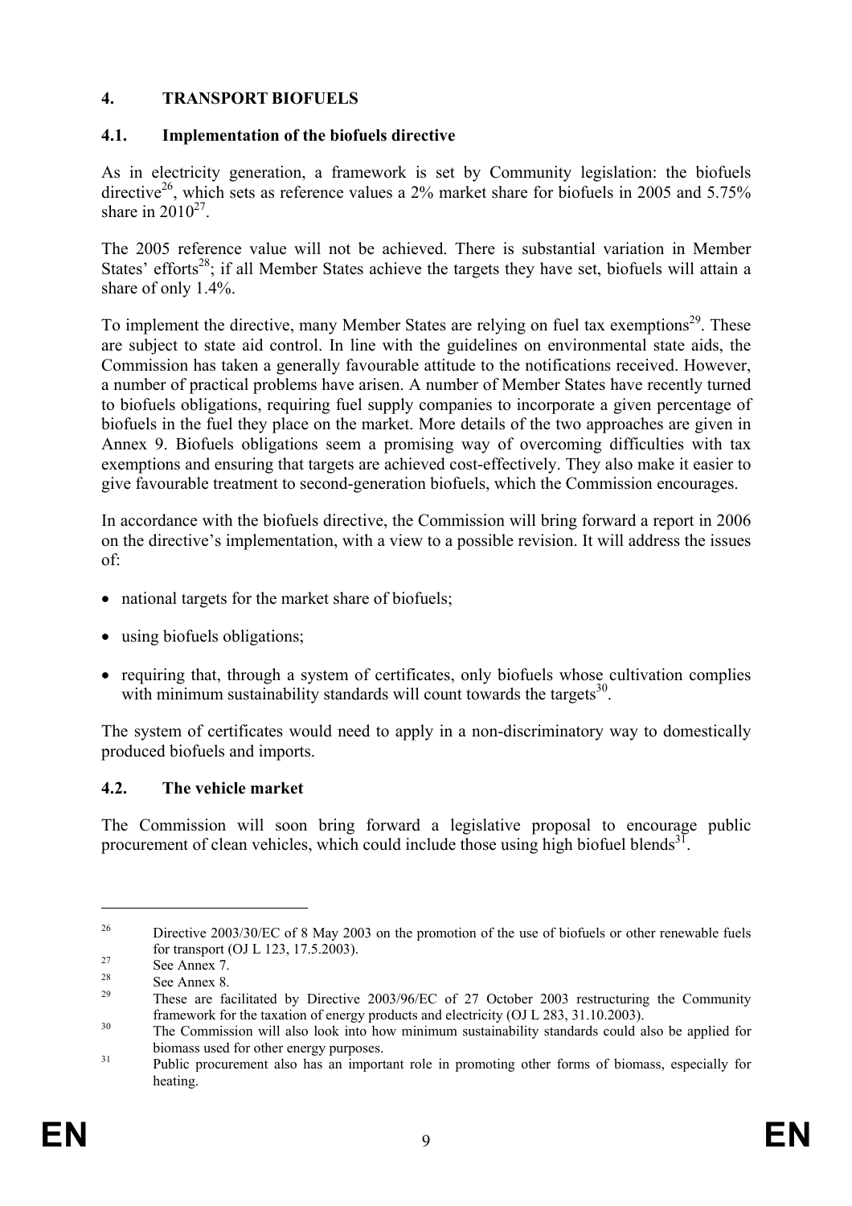## 4. TRANSPORT BIOFUELS

### 4.1. Implementation of the biofuels directive

As in electricity generation, a framework is set by Community legislation: the biofuels directive[26], which sets as reference values a 2% market share for biofuels in 2005 and 5.75% share in 2010[27].

The 2005 reference value will not be achieved. There is substantial variation in Member States' efforts[28]; if all Member States achieve the targets they have set, biofuels will attain a share of only 1.4%.

To implement the directive, many Member States are relying on fuel tax exemptions[29]. These are subject to state aid control. In line with the guidelines on environmental state aids, the Commission has taken a generally favourable attitude to the notifications received. However, a number of practical problems have arisen. A number of Member States have recently turned to biofuels obligations, requiring fuel supply companies to incorporate a given percentage of biofuels in the fuel they place on the market. More details of the two approaches are given in Annex 9. Biofuels obligations seem a promising way of overcoming difficulties with tax exemptions and ensuring that targets are achieved cost-effectively. They also make it easier to give favourable treatment to second-generation biofuels, which the Commission encourages.

In accordance with the biofuels directive, the Commission will bring forward a report in 2006 on the directive's implementation, with a view to a possible revision. It will address the issues of:

- national targets for the market share of biofuels;
- using biofuels obligations;
- requiring that, through a system of certificates, only biofuels whose cultivation complies with minimum sustainability standards will count towards the targets[30].

The system of certificates would need to apply in a non-discriminatory way to domestically produced biofuels and imports.

### 4.2. The vehicle market

The Commission will soon bring forward a legislative proposal to encourage public procurement of clean vehicles, which could include those using high biofuel blends[31].

---

[26] Directive 2003/30/EC of 8 May 2003 on the promotion of the use of biofuels or other renewable fuels for transport (OJ L 123, 17.5.2003).

[27] See Annex 7.

[28] See Annex 8.

[29] These are facilitated by Directive 2003/96/EC of 27 October 2003 restructuring the Community framework for the taxation of energy products and electricity (OJ L 283, 31.10.2003).

[30] The Commission will also look into how minimum sustainability standards could also be applied for biomass used for other energy purposes.

[31] Public procurement also has an important role in promoting other forms of biomass, especially for heating.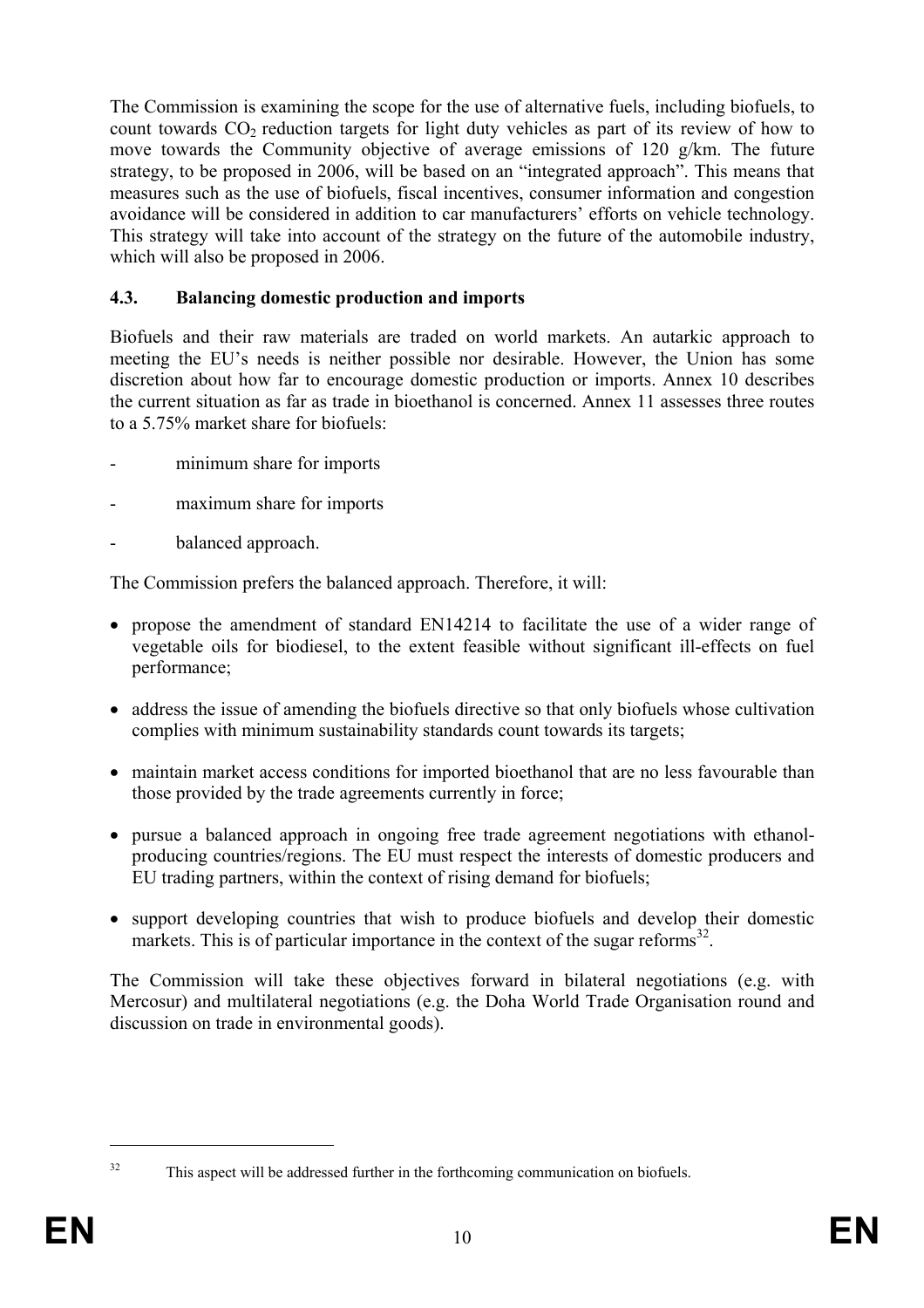The Commission is examining the scope for the use of alternative fuels, including biofuels, to count towards $CO_2$ reduction targets for light duty vehicles as part of its review of how to move towards the Community objective of average emissions of 120 g/km. The future strategy, to be proposed in 2006, will be based on an "integrated approach". This means that measures such as the use of biofuels, fiscal incentives, consumer information and congestion avoidance will be considered in addition to car manufacturers' efforts on vehicle technology. This strategy will take into account of the strategy on the future of the automobile industry, which will also be proposed in 2006.

### 4.3. Balancing domestic production and imports

Biofuels and their raw materials are traded on world markets. An autarkic approach to meeting the EU's needs is neither possible nor desirable. However, the Union has some discretion about how far to encourage domestic production or imports. Annex 10 describes the current situation as far as trade in bioethanol is concerned. Annex 11 assesses three routes to a 5.75% market share for biofuels:

- minimum share for imports
- maximum share for imports
- balanced approach.

The Commission prefers the balanced approach. Therefore, it will:

- propose the amendment of standard EN14214 to facilitate the use of a wider range of vegetable oils for biodiesel, to the extent feasible without significant ill-effects on fuel performance;
- address the issue of amending the biofuels directive so that only biofuels whose cultivation complies with minimum sustainability standards count towards its targets;
- maintain market access conditions for imported bioethanol that are no less favourable than those provided by the trade agreements currently in force;
- pursue a balanced approach in ongoing free trade agreement negotiations with ethanol-producing countries/regions. The EU must respect the interests of domestic producers and EU trading partners, within the context of rising demand for biofuels;
- support developing countries that wish to produce biofuels and develop their domestic markets. This is of particular importance in the context of the sugar reforms[32].

The Commission will take these objectives forward in bilateral negotiations (e.g. with Mercosur) and multilateral negotiations (e.g. the Doha World Trade Organisation round and discussion on trade in environmental goods).

---

[32] This aspect will be addressed further in the forthcoming communication on biofuels.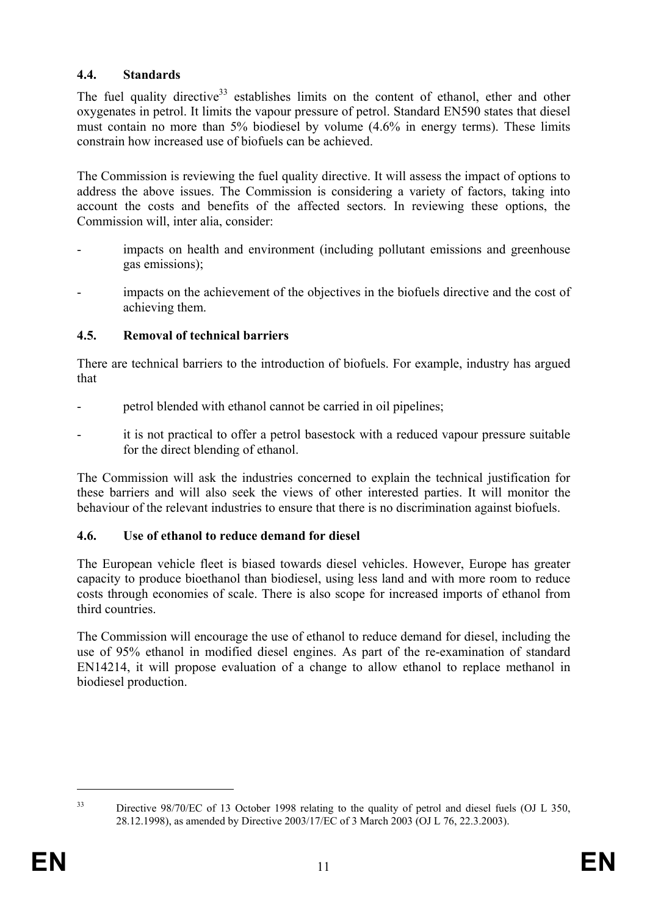### 4.4. Standards

The fuel quality directive[33] establishes limits on the content of ethanol, ether and other oxygenates in petrol. It limits the vapour pressure of petrol. Standard EN590 states that diesel must contain no more than 5% biodiesel by volume (4.6% in energy terms). These limits constrain how increased use of biofuels can be achieved.

The Commission is reviewing the fuel quality directive. It will assess the impact of options to address the above issues. The Commission is considering a variety of factors, taking into account the costs and benefits of the affected sectors. In reviewing these options, the Commission will, inter alia, consider:

- impacts on health and environment (including pollutant emissions and greenhouse gas emissions);
- impacts on the achievement of the objectives in the biofuels directive and the cost of achieving them.

### 4.5. Removal of technical barriers

There are technical barriers to the introduction of biofuels. For example, industry has argued that

- petrol blended with ethanol cannot be carried in oil pipelines;
- it is not practical to offer a petrol basestock with a reduced vapour pressure suitable for the direct blending of ethanol.

The Commission will ask the industries concerned to explain the technical justification for these barriers and will also seek the views of other interested parties. It will monitor the behaviour of the relevant industries to ensure that there is no discrimination against biofuels.

### 4.6. Use of ethanol to reduce demand for diesel

The European vehicle fleet is biased towards diesel vehicles. However, Europe has greater capacity to produce bioethanol than biodiesel, using less land and with more room to reduce costs through economies of scale. There is also scope for increased imports of ethanol from third countries.

The Commission will encourage the use of ethanol to reduce demand for diesel, including the use of 95% ethanol in modified diesel engines. As part of the re-examination of standard EN14214, it will propose evaluation of a change to allow ethanol to replace methanol in biodiesel production.

---

[33] Directive 98/70/EC of 13 October 1998 relating to the quality of petrol and diesel fuels (OJ L 350, 28.12.1998), as amended by Directive 2003/17/EC of 3 March 2003 (OJ L 76, 22.3.2003).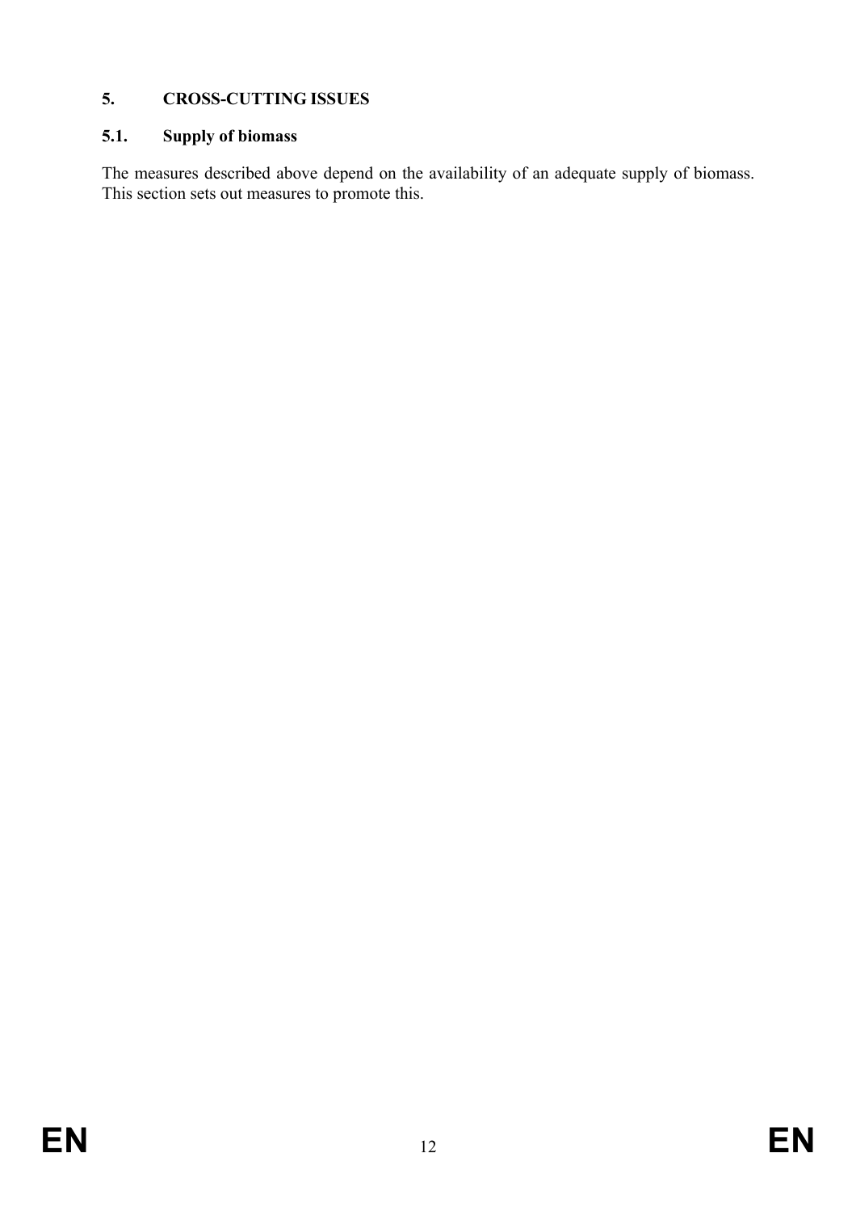## 5. CROSS-CUTTING ISSUES

### 5.1. Supply of biomass

The measures described above depend on the availability of an adequate supply of biomass. This section sets out measures to promote this.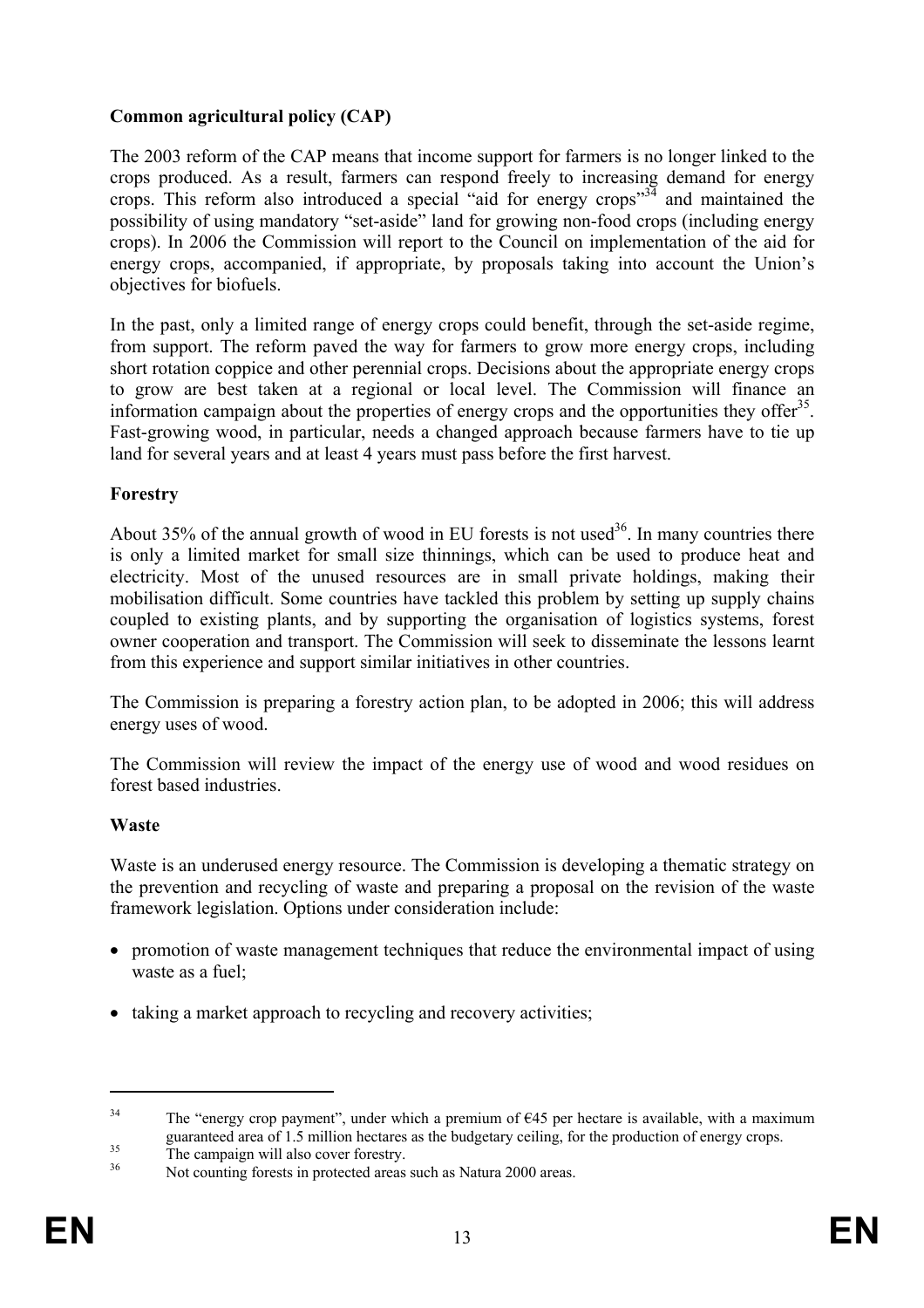**Common agricultural policy (CAP)**

The 2003 reform of the CAP means that income support for farmers is no longer linked to the crops produced. As a result, farmers can respond freely to increasing demand for energy crops. This reform also introduced a special "aid for energy crops"[34] and maintained the possibility of using mandatory "set-aside" land for growing non-food crops (including energy crops). In 2006 the Commission will report to the Council on implementation of the aid for energy crops, accompanied, if appropriate, by proposals taking into account the Union's objectives for biofuels.

In the past, only a limited range of energy crops could benefit, through the set-aside regime, from support. The reform paved the way for farmers to grow more energy crops, including short rotation coppice and other perennial crops. Decisions about the appropriate energy crops to grow are best taken at a regional or local level. The Commission will finance an information campaign about the properties of energy crops and the opportunities they offer[35]. Fast-growing wood, in particular, needs a changed approach because farmers have to tie up land for several years and at least 4 years must pass before the first harvest.

**Forestry**

About 35% of the annual growth of wood in EU forests is not used[36]. In many countries there is only a limited market for small size thinnings, which can be used to produce heat and electricity. Most of the unused resources are in small private holdings, making their mobilisation difficult. Some countries have tackled this problem by setting up supply chains coupled to existing plants, and by supporting the organisation of logistics systems, forest owner cooperation and transport. The Commission will seek to disseminate the lessons learnt from this experience and support similar initiatives in other countries.

The Commission is preparing a forestry action plan, to be adopted in 2006; this will address energy uses of wood.

The Commission will review the impact of the energy use of wood and wood residues on forest based industries.

**Waste**

Waste is an underused energy resource. The Commission is developing a thematic strategy on the prevention and recycling of waste and preparing a proposal on the revision of the waste framework legislation. Options under consideration include:

- promotion of waste management techniques that reduce the environmental impact of using waste as a fuel;
- taking a market approach to recycling and recovery activities;

---

[34] The "energy crop payment", under which a premium of €45 per hectare is available, with a maximum guaranteed area of 1.5 million hectares as the budgetary ceiling, for the production of energy crops.

[35] The campaign will also cover forestry.

[36] Not counting forests in protected areas such as Natura 2000 areas.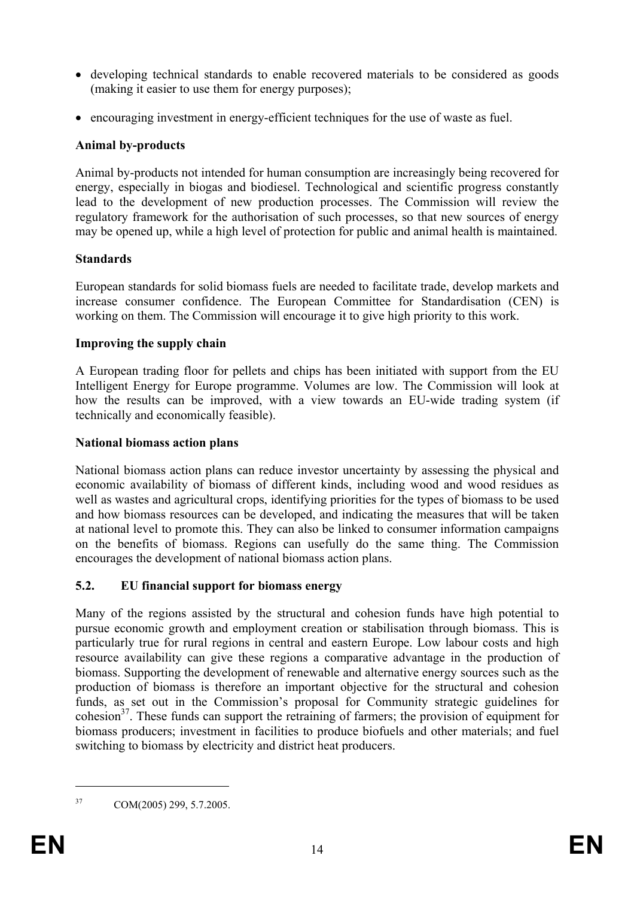- developing technical standards to enable recovered materials to be considered as goods (making it easier to use them for energy purposes);
- encouraging investment in energy-efficient techniques for the use of waste as fuel.

**Animal by-products**

Animal by-products not intended for human consumption are increasingly being recovered for energy, especially in biogas and biodiesel. Technological and scientific progress constantly lead to the development of new production processes. The Commission will review the regulatory framework for the authorisation of such processes, so that new sources of energy may be opened up, while a high level of protection for public and animal health is maintained.

**Standards**

European standards for solid biomass fuels are needed to facilitate trade, develop markets and increase consumer confidence. The European Committee for Standardisation (CEN) is working on them. The Commission will encourage it to give high priority to this work.

**Improving the supply chain**

A European trading floor for pellets and chips has been initiated with support from the EU Intelligent Energy for Europe programme. Volumes are low. The Commission will look at how the results can be improved, with a view towards an EU-wide trading system (if technically and economically feasible).

**National biomass action plans**

National biomass action plans can reduce investor uncertainty by assessing the physical and economic availability of biomass of different kinds, including wood and wood residues as well as wastes and agricultural crops, identifying priorities for the types of biomass to be used and how biomass resources can be developed, and indicating the measures that will be taken at national level to promote this. They can also be linked to consumer information campaigns on the benefits of biomass. Regions can usefully do the same thing. The Commission encourages the development of national biomass action plans.

## 5.2. EU financial support for biomass energy

Many of the regions assisted by the structural and cohesion funds have high potential to pursue economic growth and employment creation or stabilisation through biomass. This is particularly true for rural regions in central and eastern Europe. Low labour costs and high resource availability can give these regions a comparative advantage in the production of biomass. Supporting the development of renewable and alternative energy sources such as the production of biomass is therefore an important objective for the structural and cohesion funds, as set out in the Commission's proposal for Community strategic guidelines for cohesion[37]. These funds can support the retraining of farmers; the provision of equipment for biomass producers; investment in facilities to produce biofuels and other materials; and fuel switching to biomass by electricity and district heat producers.

[37] COM(2005) 299, 5.7.2005.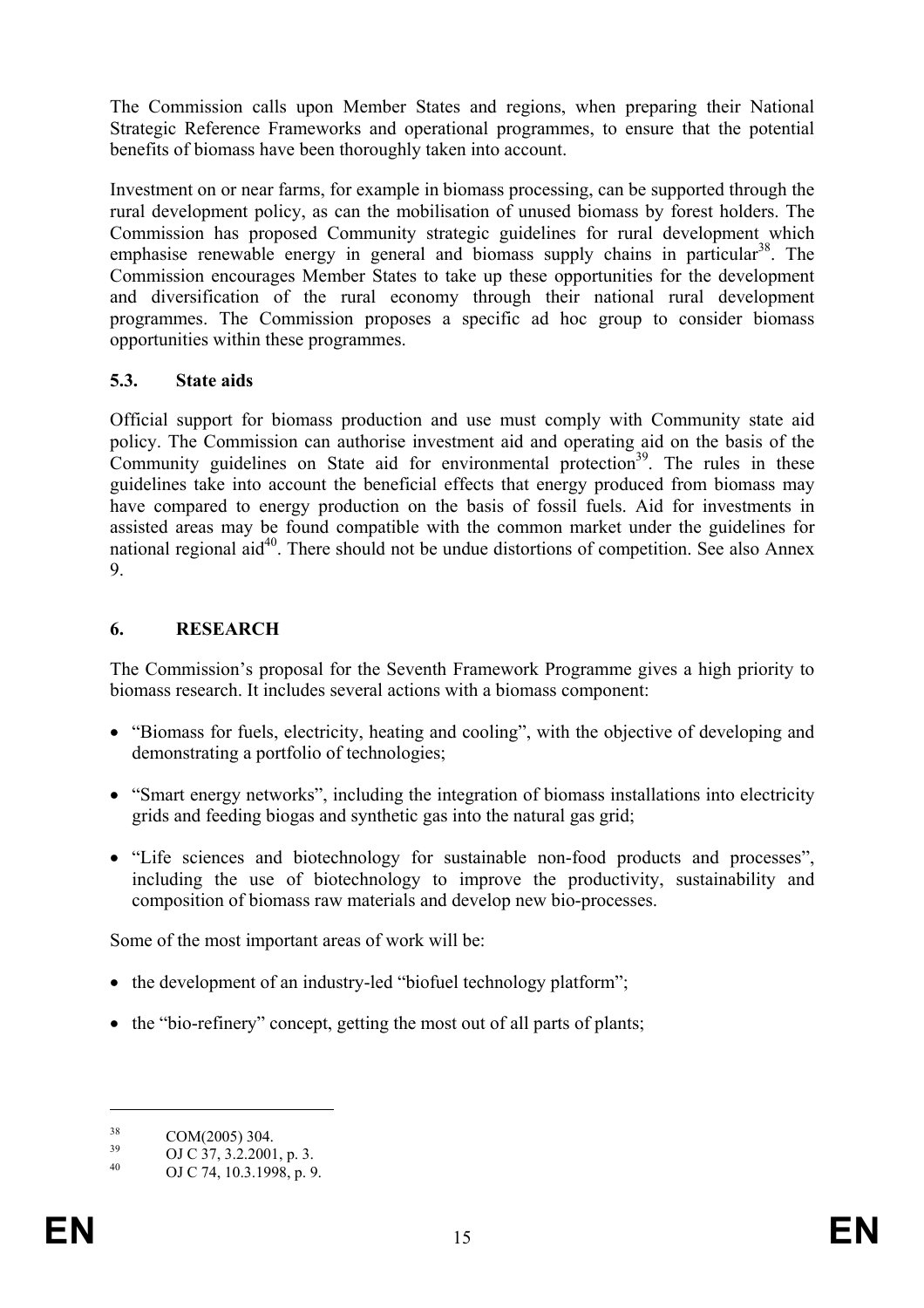The Commission calls upon Member States and regions, when preparing their National Strategic Reference Frameworks and operational programmes, to ensure that the potential benefits of biomass have been thoroughly taken into account.

Investment on or near farms, for example in biomass processing, can be supported through the rural development policy, as can the mobilisation of unused biomass by forest holders. The Commission has proposed Community strategic guidelines for rural development which emphasise renewable energy in general and biomass supply chains in particular[38]. The Commission encourages Member States to take up these opportunities for the development and diversification of the rural economy through their national rural development programmes. The Commission proposes a specific ad hoc group to consider biomass opportunities within these programmes.

### 5.3. State aids

Official support for biomass production and use must comply with Community state aid policy. The Commission can authorise investment aid and operating aid on the basis of the Community guidelines on State aid for environmental protection[39]. The rules in these guidelines take into account the beneficial effects that energy produced from biomass may have compared to energy production on the basis of fossil fuels. Aid for investments in assisted areas may be found compatible with the common market under the guidelines for national regional aid[40]. There should not be undue distortions of competition. See also Annex 9.

## 6. RESEARCH

The Commission's proposal for the Seventh Framework Programme gives a high priority to biomass research. It includes several actions with a biomass component:

- "Biomass for fuels, electricity, heating and cooling", with the objective of developing and demonstrating a portfolio of technologies;
- "Smart energy networks", including the integration of biomass installations into electricity grids and feeding biogas and synthetic gas into the natural gas grid;
- "Life sciences and biotechnology for sustainable non-food products and processes", including the use of biotechnology to improve the productivity, sustainability and composition of biomass raw materials and develop new bio-processes.

Some of the most important areas of work will be:

- the development of an industry-led "biofuel technology platform";
- the "bio-refinery" concept, getting the most out of all parts of plants;

---

[38] COM(2005) 304.

[39] OJ C 37, 3.2.2001, p. 3.

[40] OJ C 74, 10.3.1998, p. 9.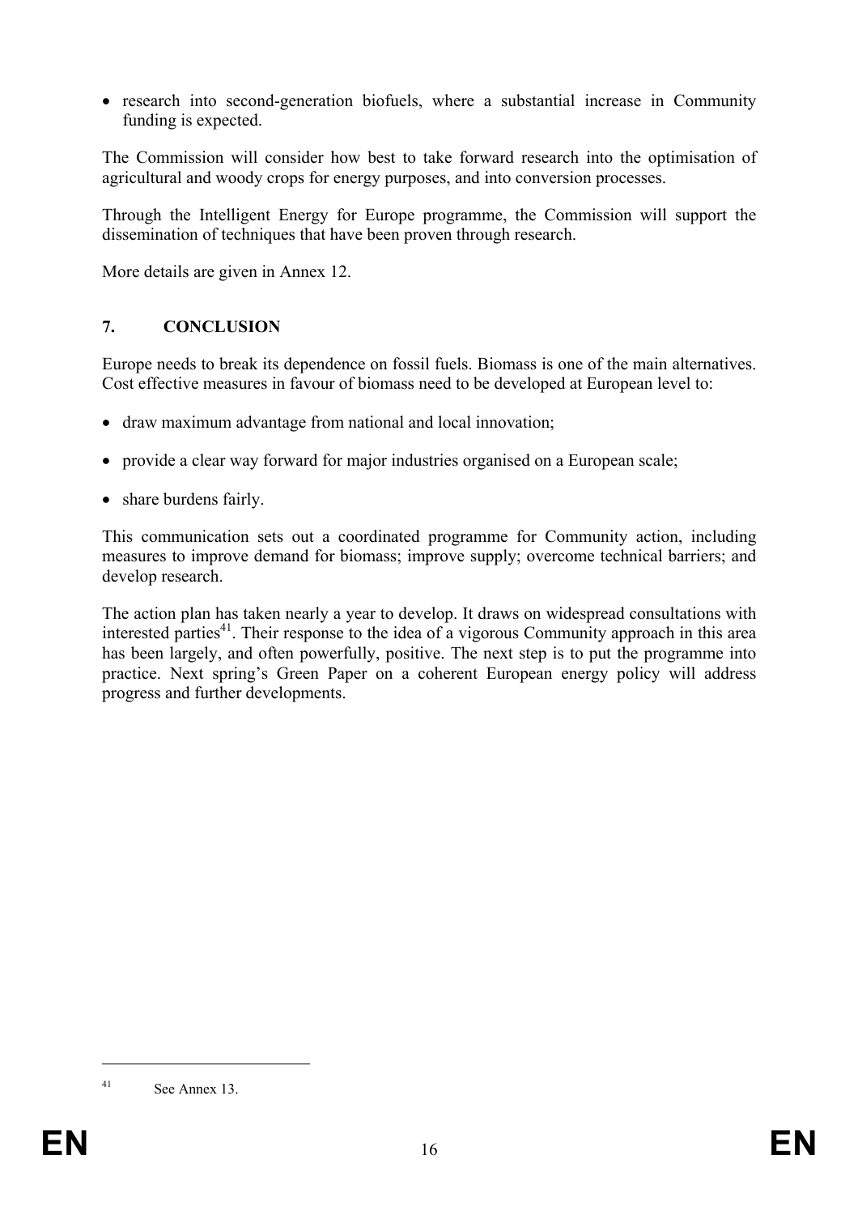- research into second-generation biofuels, where a substantial increase in Community funding is expected.

The Commission will consider how best to take forward research into the optimisation of agricultural and woody crops for energy purposes, and into conversion processes.

Through the Intelligent Energy for Europe programme, the Commission will support the dissemination of techniques that have been proven through research.

More details are given in Annex 12.

## 7. CONCLUSION

Europe needs to break its dependence on fossil fuels. Biomass is one of the main alternatives. Cost effective measures in favour of biomass need to be developed at European level to:

- draw maximum advantage from national and local innovation;
- provide a clear way forward for major industries organised on a European scale;
- share burdens fairly.

This communication sets out a coordinated programme for Community action, including measures to improve demand for biomass; improve supply; overcome technical barriers; and develop research.

The action plan has taken nearly a year to develop. It draws on widespread consultations with interested parties[41]. Their response to the idea of a vigorous Community approach in this area has been largely, and often powerfully, positive. The next step is to put the programme into practice. Next spring's Green Paper on a coherent European energy policy will address progress and further developments.

[41] See Annex 13.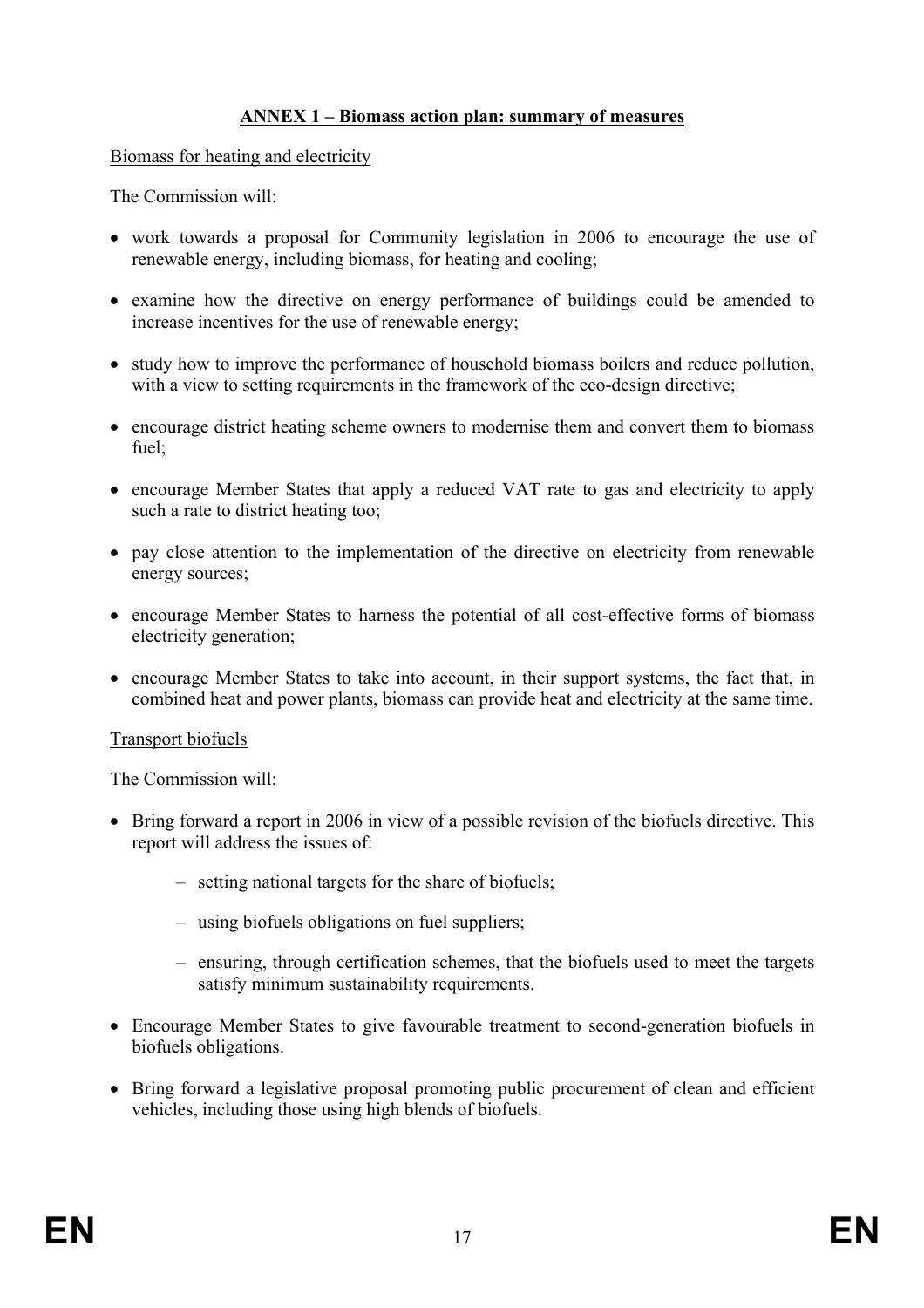## ANNEX 1 – Biomass action plan: summary of measures

Biomass for heating and electricity

The Commission will:

- work towards a proposal for Community legislation in 2006 to encourage the use of renewable energy, including biomass, for heating and cooling;
- examine how the directive on energy performance of buildings could be amended to increase incentives for the use of renewable energy;
- study how to improve the performance of household biomass boilers and reduce pollution, with a view to setting requirements in the framework of the eco-design directive;
- encourage district heating scheme owners to modernise them and convert them to biomass fuel;
- encourage Member States that apply a reduced VAT rate to gas and electricity to apply such a rate to district heating too;
- pay close attention to the implementation of the directive on electricity from renewable energy sources;
- encourage Member States to harness the potential of all cost-effective forms of biomass electricity generation;
- encourage Member States to take into account, in their support systems, the fact that, in combined heat and power plants, biomass can provide heat and electricity at the same time.

Transport biofuels

The Commission will:

- Bring forward a report in 2006 in view of a possible revision of the biofuels directive. This report will address the issues of:
  - setting national targets for the share of biofuels;
  - using biofuels obligations on fuel suppliers;
  - ensuring, through certification schemes, that the biofuels used to meet the targets satisfy minimum sustainability requirements.
- Encourage Member States to give favourable treatment to second-generation biofuels in biofuels obligations.
- Bring forward a legislative proposal promoting public procurement of clean and efficient vehicles, including those using high blends of biofuels.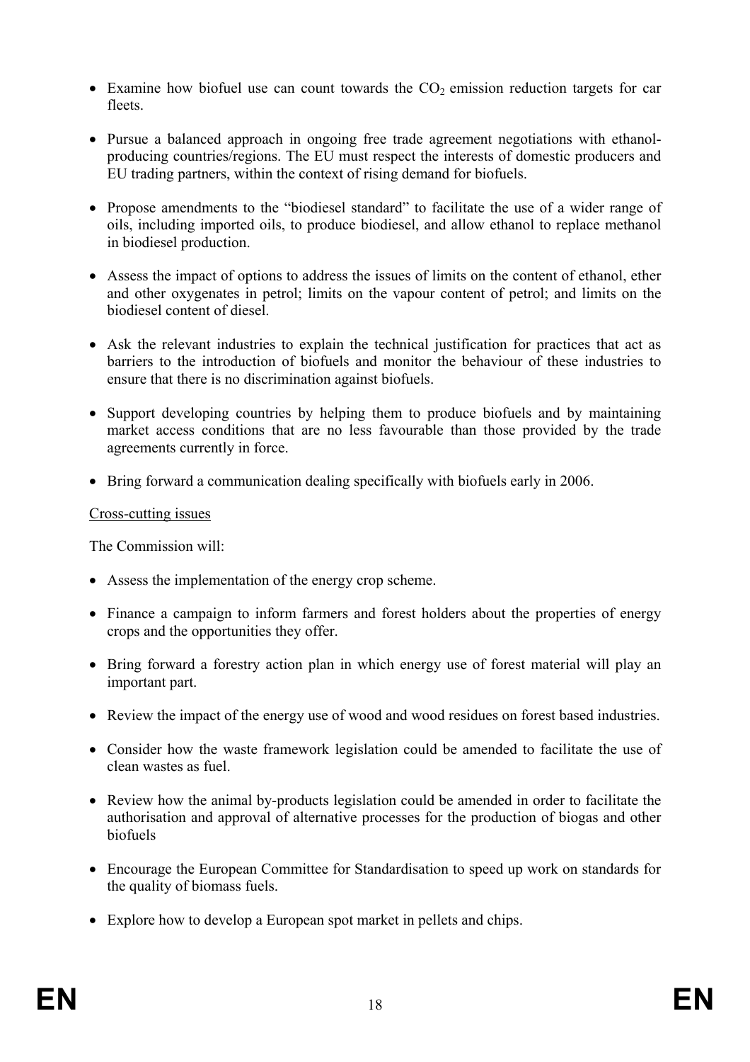- Examine how biofuel use can count towards the $CO_2$ emission reduction targets for car fleets.

- Pursue a balanced approach in ongoing free trade agreement negotiations with ethanol-producing countries/regions. The EU must respect the interests of domestic producers and EU trading partners, within the context of rising demand for biofuels.

- Propose amendments to the "biodiesel standard" to facilitate the use of a wider range of oils, including imported oils, to produce biodiesel, and allow ethanol to replace methanol in biodiesel production.

- Assess the impact of options to address the issues of limits on the content of ethanol, ether and other oxygenates in petrol; limits on the vapour content of petrol; and limits on the biodiesel content of diesel.

- Ask the relevant industries to explain the technical justification for practices that act as barriers to the introduction of biofuels and monitor the behaviour of these industries to ensure that there is no discrimination against biofuels.

- Support developing countries by helping them to produce biofuels and by maintaining market access conditions that are no less favourable than those provided by the trade agreements currently in force.

- Bring forward a communication dealing specifically with biofuels early in 2006.

Cross-cutting issues

The Commission will:

- Assess the implementation of the energy crop scheme.

- Finance a campaign to inform farmers and forest holders about the properties of energy crops and the opportunities they offer.

- Bring forward a forestry action plan in which energy use of forest material will play an important part.

- Review the impact of the energy use of wood and wood residues on forest based industries.

- Consider how the waste framework legislation could be amended to facilitate the use of clean wastes as fuel.

- Review how the animal by-products legislation could be amended in order to facilitate the authorisation and approval of alternative processes for the production of biogas and other biofuels

- Encourage the European Committee for Standardisation to speed up work on standards for the quality of biomass fuels.

- Explore how to develop a European spot market in pellets and chips.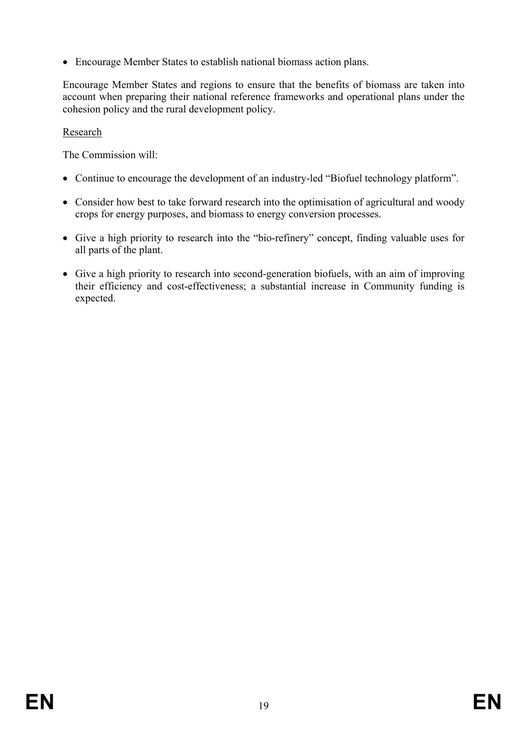- Encourage Member States to establish national biomass action plans.

Encourage Member States and regions to ensure that the benefits of biomass are taken into account when preparing their national reference frameworks and operational plans under the cohesion policy and the rural development policy.

<u>Research</u>

The Commission will:

- Continue to encourage the development of an industry-led "Biofuel technology platform".
- Consider how best to take forward research into the optimisation of agricultural and woody crops for energy purposes, and biomass to energy conversion processes.
- Give a high priority to research into the "bio-refinery" concept, finding valuable uses for all parts of the plant.
- Give a high priority to research into second-generation biofuels, with an aim of improving their efficiency and cost-effectiveness; a substantial increase in Community funding is expected.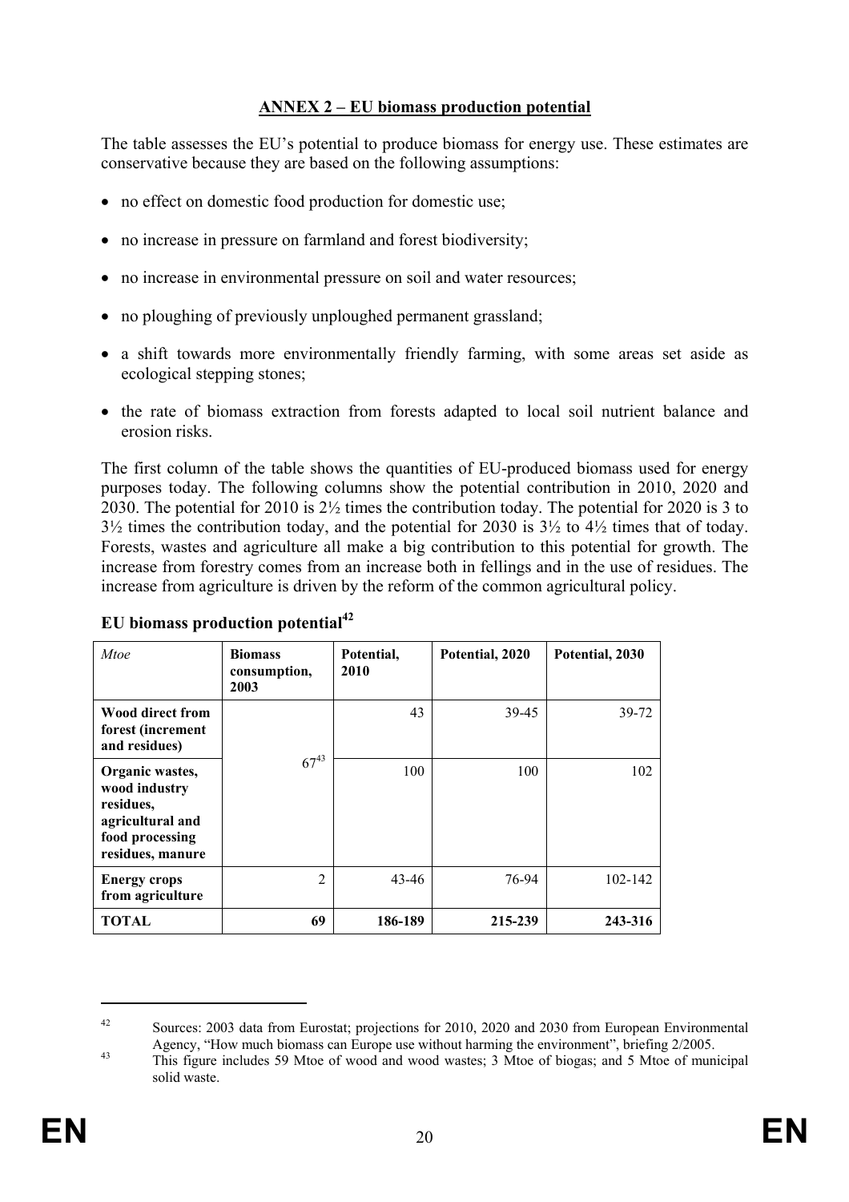## ANNEX 2 – EU biomass production potential

The table assesses the EU's potential to produce biomass for energy use. These estimates are conservative because they are based on the following assumptions:

- no effect on domestic food production for domestic use;
- no increase in pressure on farmland and forest biodiversity;
- no increase in environmental pressure on soil and water resources;
- no ploughing of previously unploughed permanent grassland;
- a shift towards more environmentally friendly farming, with some areas set aside as ecological stepping stones;
- the rate of biomass extraction from forests adapted to local soil nutrient balance and erosion risks.

The first column of the table shows the quantities of EU-produced biomass used for energy purposes today. The following columns show the potential contribution in 2010, 2020 and 2030. The potential for 2010 is 2½ times the contribution today. The potential for 2020 is 3 to 3½ times the contribution today, and the potential for 2030 is 3½ to 4½ times that of today. Forests, wastes and agriculture all make a big contribution to this potential for growth. The increase from forestry comes from an increase both in fellings and in the use of residues. The increase from agriculture is driven by the reform of the common agricultural policy.

### EU biomass production potential[42]

| *Mtoe* | **Biomass consumption, 2003** | **Potential, 2010** | **Potential, 2020** | **Potential, 2030** |
|---|---|---|---|---|
| **Wood direct from forest (increment and residues)** | 67[43] | 43 | 39-45 | 39-72 |
| **Organic wastes, wood industry residues, agricultural and food processing residues, manure** | | 100 | 100 | 102 |
| **Energy crops from agriculture** | 2 | 43-46 | 76-94 | 102-142 |
| **TOTAL** | **69** | **186-189** | **215-239** | **243-316** |

[42] Sources: 2003 data from Eurostat; projections for 2010, 2020 and 2030 from European Environmental Agency, "How much biomass can Europe use without harming the environment", briefing 2/2005.

[43] This figure includes 59 Mtoe of wood and wood wastes; 3 Mtoe of biogas; and 5 Mtoe of municipal solid waste.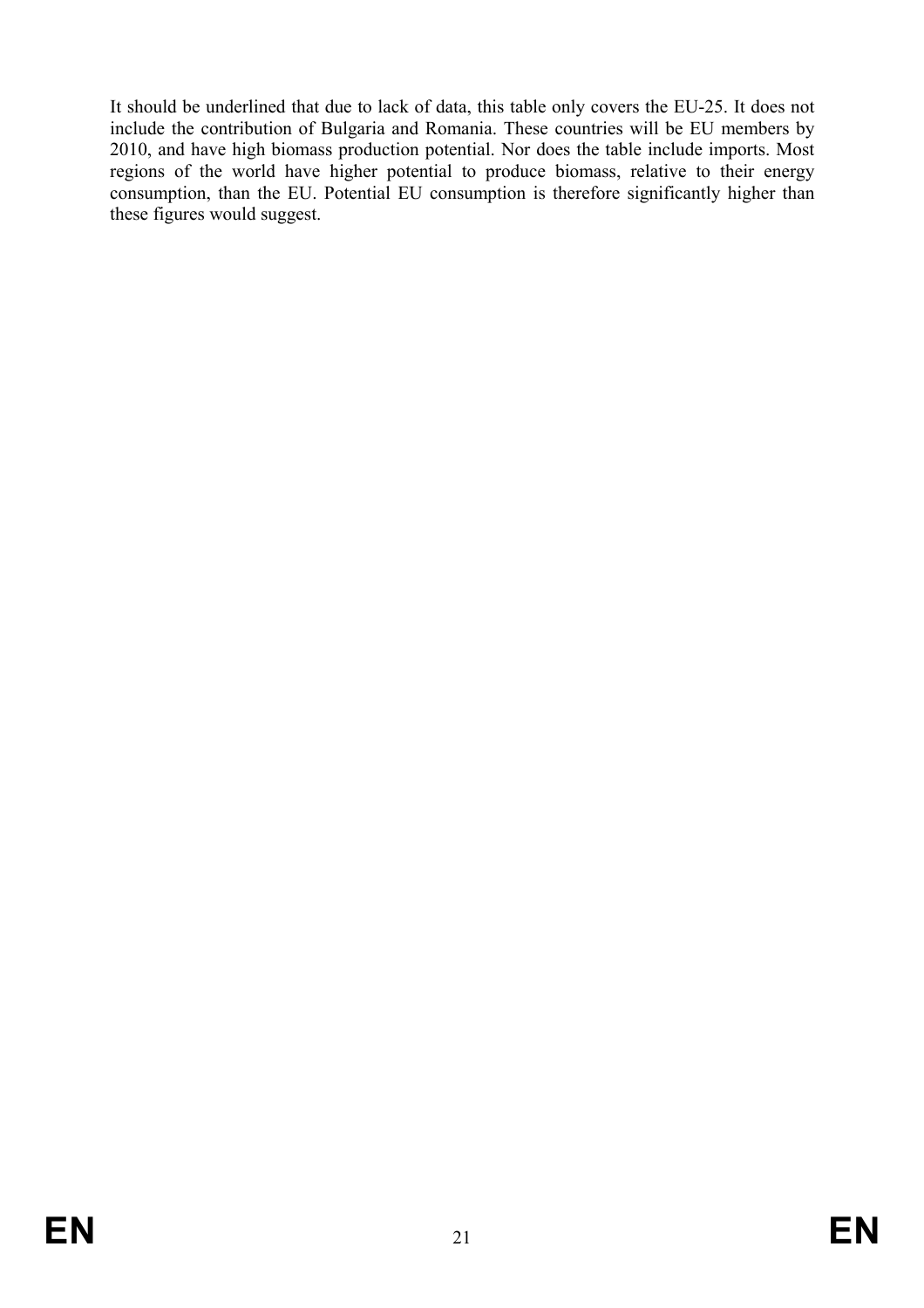It should be underlined that due to lack of data, this table only covers the EU-25. It does not include the contribution of Bulgaria and Romania. These countries will be EU members by 2010, and have high biomass production potential. Nor does the table include imports. Most regions of the world have higher potential to produce biomass, relative to their energy consumption, than the EU. Potential EU consumption is therefore significantly higher than these figures would suggest.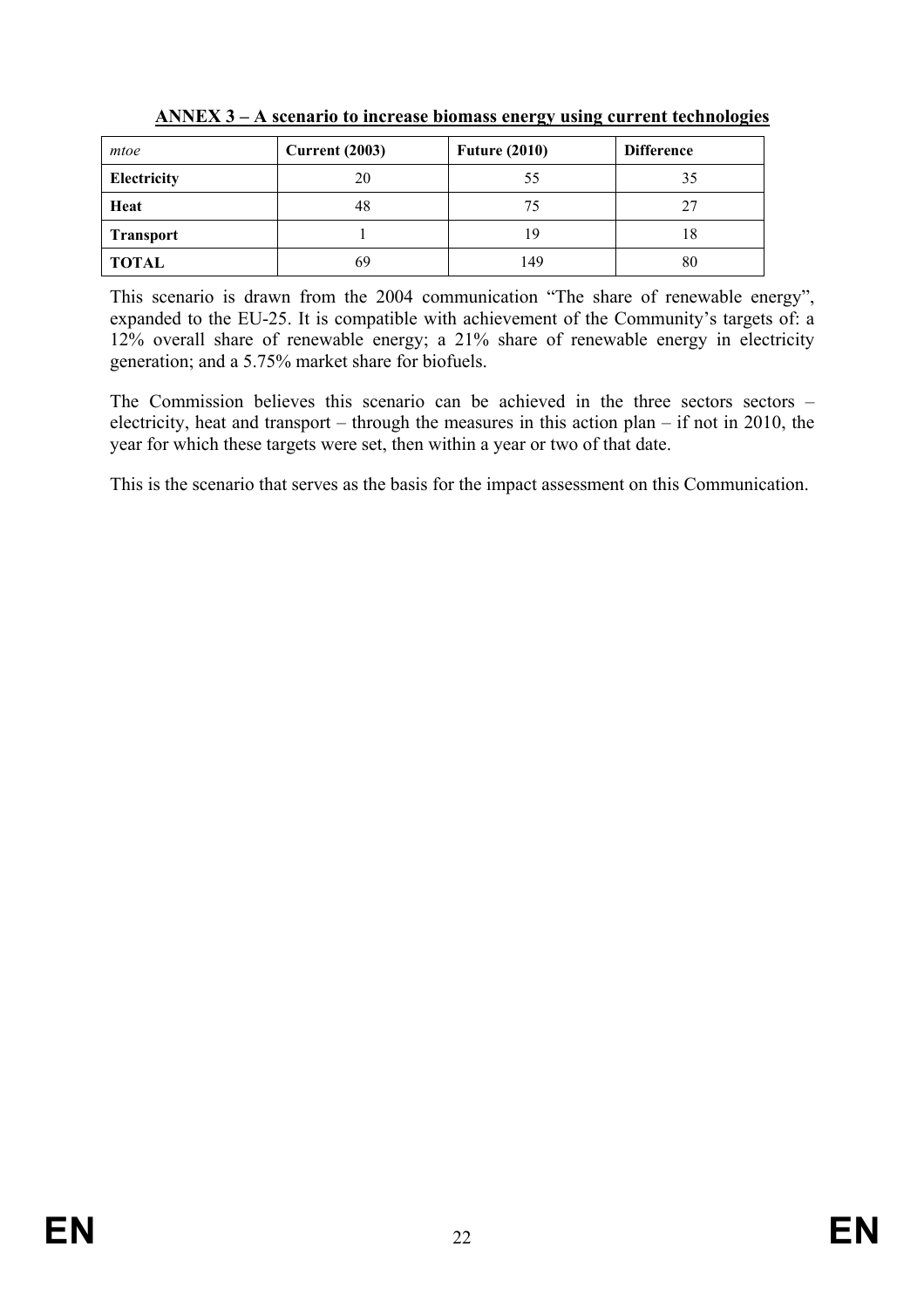## ANNEX 3 – A scenario to increase biomass energy using current technologies

| *mtoe* | **Current (2003)** | **Future (2010)** | **Difference** |
|---|---|---|---|
| **Electricity** | 20 | 55 | 35 |
| **Heat** | 48 | 75 | 27 |
| **Transport** | 1 | 19 | 18 |
| **TOTAL** | 69 | 149 | 80 |

This scenario is drawn from the 2004 communication "The share of renewable energy", expanded to the EU-25. It is compatible with achievement of the Community's targets of: a 12% overall share of renewable energy; a 21% share of renewable energy in electricity generation; and a 5.75% market share for biofuels.

The Commission believes this scenario can be achieved in the three sectors sectors – electricity, heat and transport – through the measures in this action plan – if not in 2010, the year for which these targets were set, then within a year or two of that date.

This is the scenario that serves as the basis for the impact assessment on this Communication.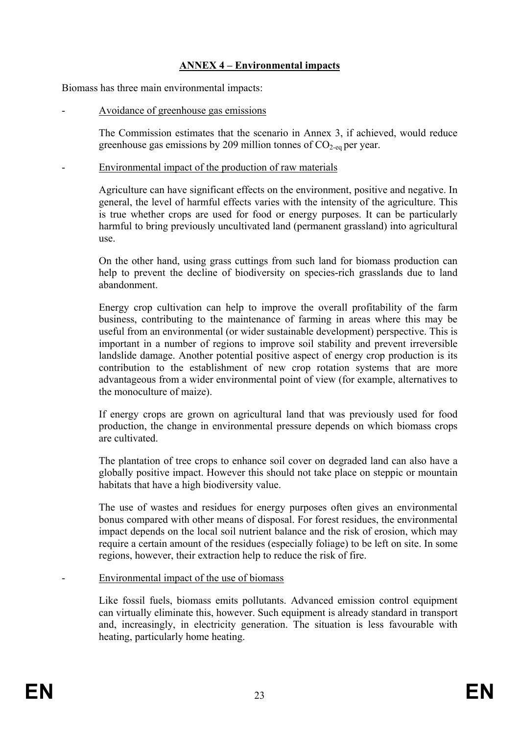## ANNEX 4 – Environmental impacts

Biomass has three main environmental impacts:

- Avoidance of greenhouse gas emissions

  The Commission estimates that the scenario in Annex 3, if achieved, would reduce greenhouse gas emissions by 209 million tonnes of $CO_{2\text{-eq}}$ per year.

- Environmental impact of the production of raw materials

  Agriculture can have significant effects on the environment, positive and negative. In general, the level of harmful effects varies with the intensity of the agriculture. This is true whether crops are used for food or energy purposes. It can be particularly harmful to bring previously uncultivated land (permanent grassland) into agricultural use.

  On the other hand, using grass cuttings from such land for biomass production can help to prevent the decline of biodiversity on species-rich grasslands due to land abandonment.

  Energy crop cultivation can help to improve the overall profitability of the farm business, contributing to the maintenance of farming in areas where this may be useful from an environmental (or wider sustainable development) perspective. This is important in a number of regions to improve soil stability and prevent irreversible landslide damage. Another potential positive aspect of energy crop production is its contribution to the establishment of new crop rotation systems that are more advantageous from a wider environmental point of view (for example, alternatives to the monoculture of maize).

  If energy crops are grown on agricultural land that was previously used for food production, the change in environmental pressure depends on which biomass crops are cultivated.

  The plantation of tree crops to enhance soil cover on degraded land can also have a globally positive impact. However this should not take place on steppic or mountain habitats that have a high biodiversity value.

  The use of wastes and residues for energy purposes often gives an environmental bonus compared with other means of disposal. For forest residues, the environmental impact depends on the local soil nutrient balance and the risk of erosion, which may require a certain amount of the residues (especially foliage) to be left on site. In some regions, however, their extraction help to reduce the risk of fire.

- Environmental impact of the use of biomass

  Like fossil fuels, biomass emits pollutants. Advanced emission control equipment can virtually eliminate this, however. Such equipment is already standard in transport and, increasingly, in electricity generation. The situation is less favourable with heating, particularly home heating.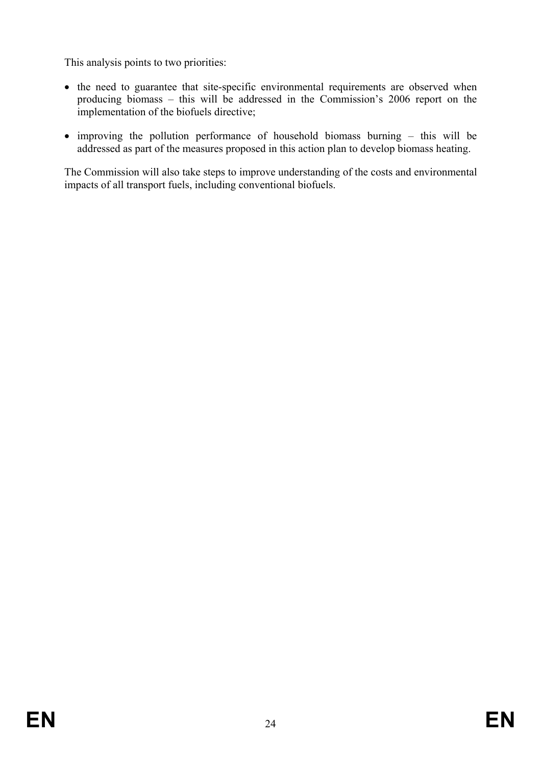This analysis points to two priorities:

- the need to guarantee that site-specific environmental requirements are observed when producing biomass – this will be addressed in the Commission's 2006 report on the implementation of the biofuels directive;
- improving the pollution performance of household biomass burning – this will be addressed as part of the measures proposed in this action plan to develop biomass heating.

The Commission will also take steps to improve understanding of the costs and environmental impacts of all transport fuels, including conventional biofuels.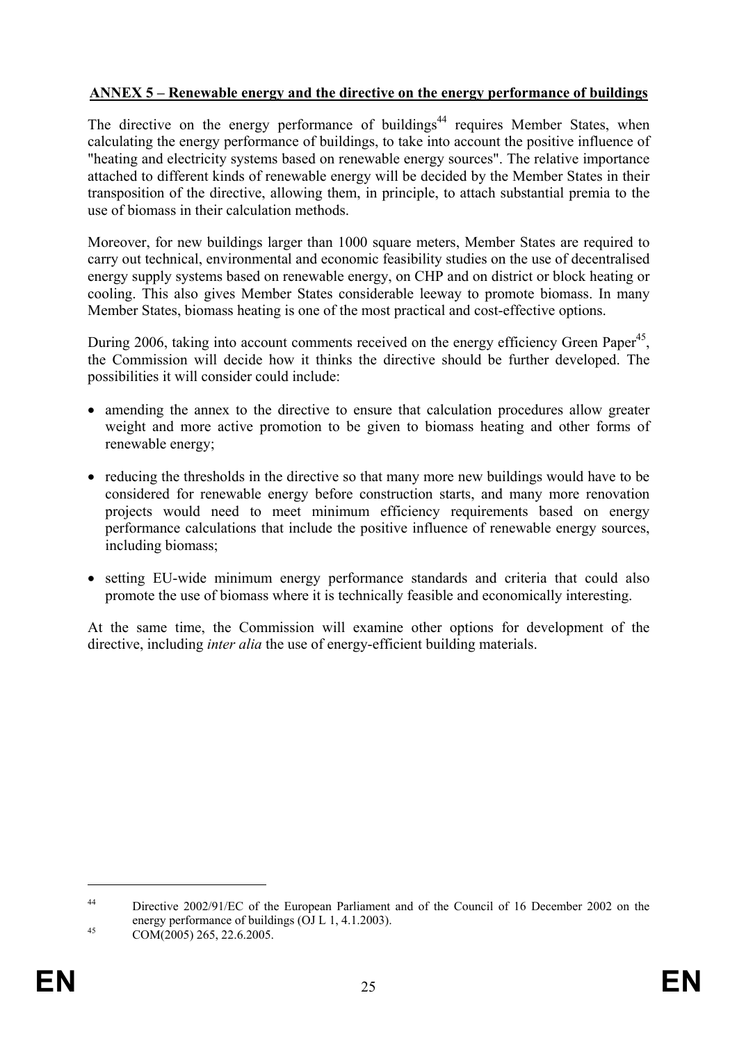## ANNEX 5 – Renewable energy and the directive on the energy performance of buildings

The directive on the energy performance of buildings[44] requires Member States, when calculating the energy performance of buildings, to take into account the positive influence of "heating and electricity systems based on renewable energy sources". The relative importance attached to different kinds of renewable energy will be decided by the Member States in their transposition of the directive, allowing them, in principle, to attach substantial premia to the use of biomass in their calculation methods.

Moreover, for new buildings larger than 1000 square meters, Member States are required to carry out technical, environmental and economic feasibility studies on the use of decentralised energy supply systems based on renewable energy, on CHP and on district or block heating or cooling. This also gives Member States considerable leeway to promote biomass. In many Member States, biomass heating is one of the most practical and cost-effective options.

During 2006, taking into account comments received on the energy efficiency Green Paper[45], the Commission will decide how it thinks the directive should be further developed. The possibilities it will consider could include:

- amending the annex to the directive to ensure that calculation procedures allow greater weight and more active promotion to be given to biomass heating and other forms of renewable energy;
- reducing the thresholds in the directive so that many more new buildings would have to be considered for renewable energy before construction starts, and many more renovation projects would need to meet minimum efficiency requirements based on energy performance calculations that include the positive influence of renewable energy sources, including biomass;
- setting EU-wide minimum energy performance standards and criteria that could also promote the use of biomass where it is technically feasible and economically interesting.

At the same time, the Commission will examine other options for development of the directive, including *inter alia* the use of energy-efficient building materials.

---

[44] Directive 2002/91/EC of the European Parliament and of the Council of 16 December 2002 on the energy performance of buildings (OJ L 1, 4.1.2003).

[45] COM(2005) 265, 22.6.2005.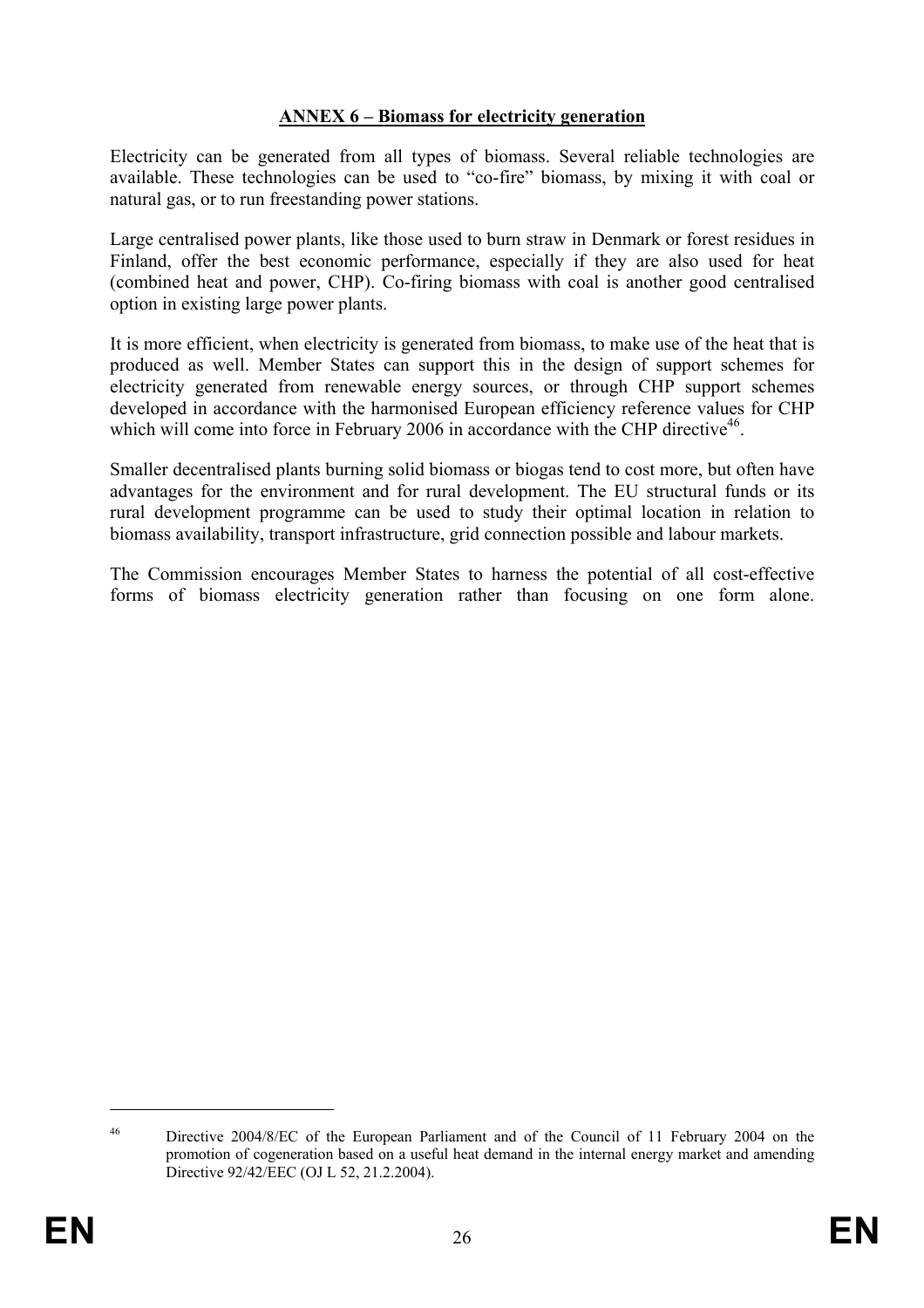## ANNEX 6 – Biomass for electricity generation

Electricity can be generated from all types of biomass. Several reliable technologies are available. These technologies can be used to "co-fire" biomass, by mixing it with coal or natural gas, or to run freestanding power stations.

Large centralised power plants, like those used to burn straw in Denmark or forest residues in Finland, offer the best economic performance, especially if they are also used for heat (combined heat and power, CHP). Co-firing biomass with coal is another good centralised option in existing large power plants.

It is more efficient, when electricity is generated from biomass, to make use of the heat that is produced as well. Member States can support this in the design of support schemes for electricity generated from renewable energy sources, or through CHP support schemes developed in accordance with the harmonised European efficiency reference values for CHP which will come into force in February 2006 in accordance with the CHP directive[46].

Smaller decentralised plants burning solid biomass or biogas tend to cost more, but often have advantages for the environment and for rural development. The EU structural funds or its rural development programme can be used to study their optimal location in relation to biomass availability, transport infrastructure, grid connection possible and labour markets.

The Commission encourages Member States to harness the potential of all cost-effective forms of biomass electricity generation rather than focusing on one form alone.

---

[46] Directive 2004/8/EC of the European Parliament and of the Council of 11 February 2004 on the promotion of cogeneration based on a useful heat demand in the internal energy market and amending Directive 92/42/EEC (OJ L 52, 21.2.2004).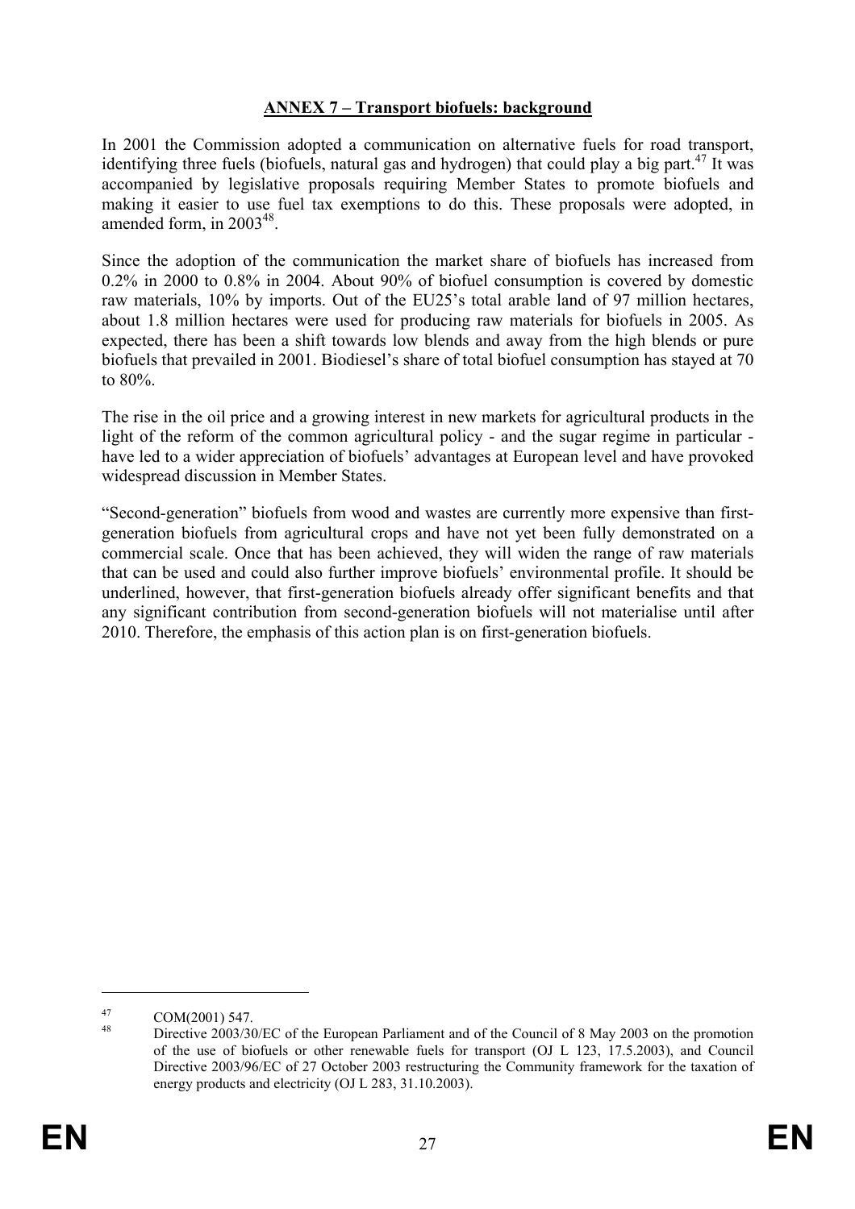## ANNEX 7 – Transport biofuels: background

In 2001 the Commission adopted a communication on alternative fuels for road transport, identifying three fuels (biofuels, natural gas and hydrogen) that could play a big part.[47] It was accompanied by legislative proposals requiring Member States to promote biofuels and making it easier to use fuel tax exemptions to do this. These proposals were adopted, in amended form, in 2003[48].

Since the adoption of the communication the market share of biofuels has increased from 0.2% in 2000 to 0.8% in 2004. About 90% of biofuel consumption is covered by domestic raw materials, 10% by imports. Out of the EU25's total arable land of 97 million hectares, about 1.8 million hectares were used for producing raw materials for biofuels in 2005. As expected, there has been a shift towards low blends and away from the high blends or pure biofuels that prevailed in 2001. Biodiesel's share of total biofuel consumption has stayed at 70 to 80%.

The rise in the oil price and a growing interest in new markets for agricultural products in the light of the reform of the common agricultural policy - and the sugar regime in particular - have led to a wider appreciation of biofuels' advantages at European level and have provoked widespread discussion in Member States.

"Second-generation" biofuels from wood and wastes are currently more expensive than first-generation biofuels from agricultural crops and have not yet been fully demonstrated on a commercial scale. Once that has been achieved, they will widen the range of raw materials that can be used and could also further improve biofuels' environmental profile. It should be underlined, however, that first-generation biofuels already offer significant benefits and that any significant contribution from second-generation biofuels will not materialise until after 2010. Therefore, the emphasis of this action plan is on first-generation biofuels.

---

[47] COM(2001) 547.

[48] Directive 2003/30/EC of the European Parliament and of the Council of 8 May 2003 on the promotion of the use of biofuels or other renewable fuels for transport (OJ L 123, 17.5.2003), and Council Directive 2003/96/EC of 27 October 2003 restructuring the Community framework for the taxation of energy products and electricity (OJ L 283, 31.10.2003).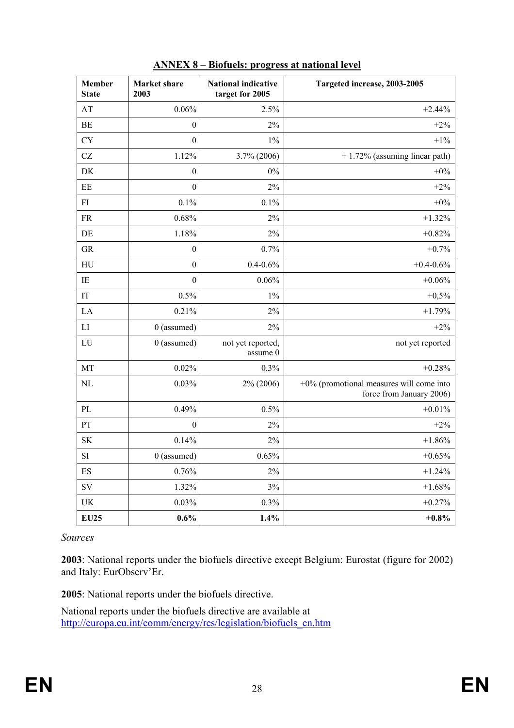## ANNEX 8 – Biofuels: progress at national level

| Member State | Market share 2003 | National indicative target for 2005 | Targeted increase, 2003-2005 |
|---|---|---|---|
| AT | 0.06% | 2.5% | +2.44% |
| BE | 0 | 2% | +2% |
| CY | 0 | 1% | +1% |
| CZ | 1.12% | 3.7% (2006) | + 1.72% (assuming linear path) |
| DK | 0 | 0% | +0% |
| EE | 0 | 2% | +2% |
| FI | 0.1% | 0.1% | +0% |
| FR | 0.68% | 2% | +1.32% |
| DE | 1.18% | 2% | +0.82% |
| GR | 0 | 0.7% | +0.7% |
| HU | 0 | 0.4-0.6% | +0.4-0.6% |
| IE | 0 | 0.06% | +0.06% |
| IT | 0.5% | 1% | +0,5% |
| LA | 0.21% | 2% | +1.79% |
| LI | 0 (assumed) | 2% | +2% |
| LU | 0 (assumed) | not yet reported, assume 0 | not yet reported |
| MT | 0.02% | 0.3% | +0.28% |
| NL | 0.03% | 2% (2006) | +0% (promotional measures will come into force from January 2006) |
| PL | 0.49% | 0.5% | +0.01% |
| PT | 0 | 2% | +2% |
| SK | 0.14% | 2% | +1.86% |
| SI | 0 (assumed) | 0.65% | +0.65% |
| ES | 0.76% | 2% | +1.24% |
| SV | 1.32% | 3% | +1.68% |
| UK | 0.03% | 0.3% | +0.27% |
| **EU25** | **0.6%** | **1.4%** | **+0.8%** |

*Sources*

**2003**: National reports under the biofuels directive except Belgium: Eurostat (figure for 2002) and Italy: EurObserv'Er.

**2005**: National reports under the biofuels directive.

National reports under the biofuels directive are available at http://europa.eu.int/comm/energy/res/legislation/biofuels_en.htm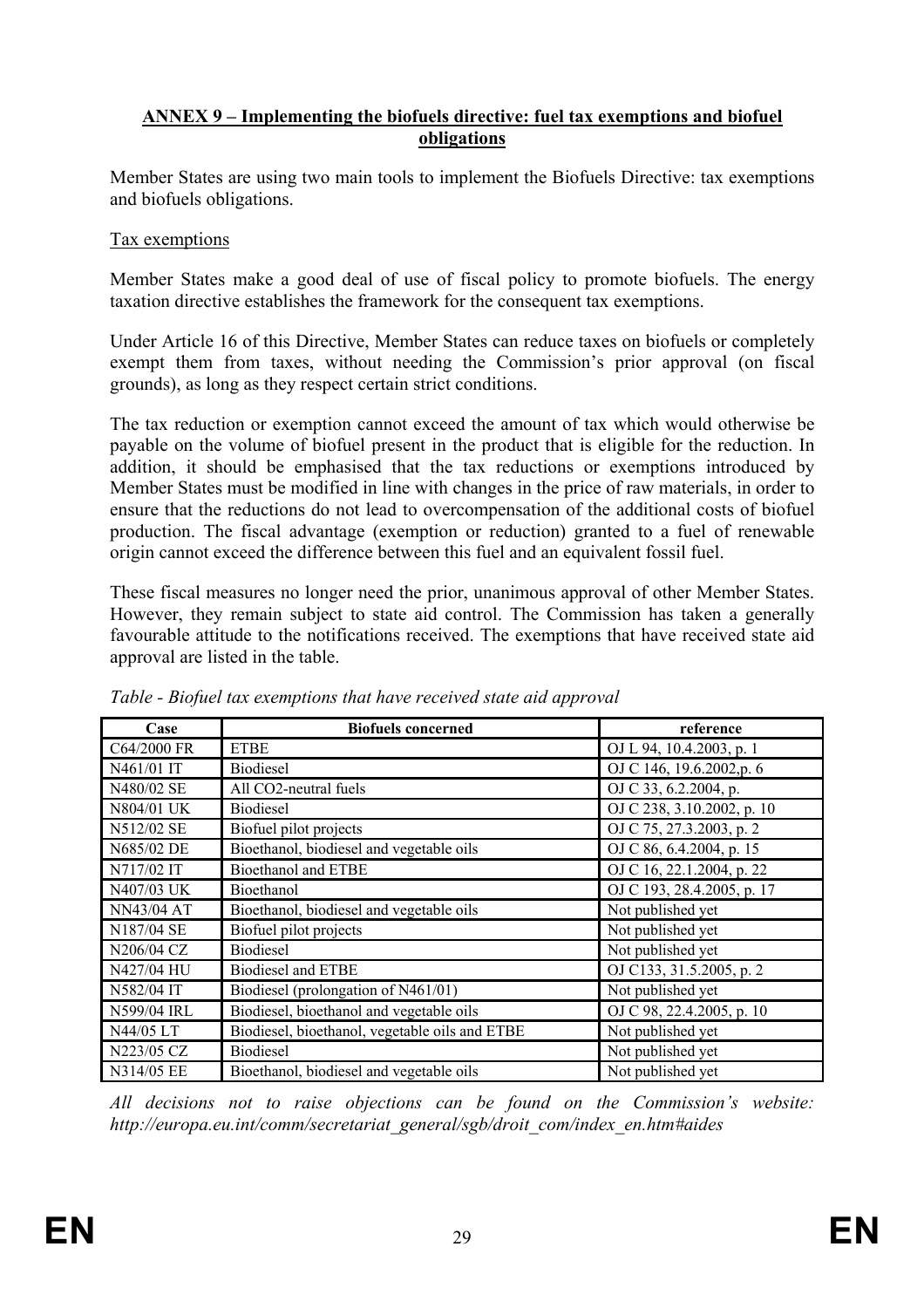## ANNEX 9 – Implementing the biofuels directive: fuel tax exemptions and biofuel obligations

Member States are using two main tools to implement the Biofuels Directive: tax exemptions and biofuels obligations.

### Tax exemptions

Member States make a good deal of use of fiscal policy to promote biofuels. The energy taxation directive establishes the framework for the consequent tax exemptions.

Under Article 16 of this Directive, Member States can reduce taxes on biofuels or completely exempt them from taxes, without needing the Commission's prior approval (on fiscal grounds), as long as they respect certain strict conditions.

The tax reduction or exemption cannot exceed the amount of tax which would otherwise be payable on the volume of biofuel present in the product that is eligible for the reduction. In addition, it should be emphasised that the tax reductions or exemptions introduced by Member States must be modified in line with changes in the price of raw materials, in order to ensure that the reductions do not lead to overcompensation of the additional costs of biofuel production. The fiscal advantage (exemption or reduction) granted to a fuel of renewable origin cannot exceed the difference between this fuel and an equivalent fossil fuel.

These fiscal measures no longer need the prior, unanimous approval of other Member States. However, they remain subject to state aid control. The Commission has taken a generally favourable attitude to the notifications received. The exemptions that have received state aid approval are listed in the table.

*Table - Biofuel tax exemptions that have received state aid approval*

| Case | Biofuels concerned | reference |
|---|---|---|
| C64/2000 FR | ETBE | OJ L 94, 10.4.2003, p. 1 |
| N461/01 IT | Biodiesel | OJ C 146, 19.6.2002,p. 6 |
| N480/02 SE | All CO2-neutral fuels | OJ C 33, 6.2.2004, p. |
| N804/01 UK | Biodiesel | OJ C 238, 3.10.2002, p. 10 |
| N512/02 SE | Biofuel pilot projects | OJ C 75, 27.3.2003, p. 2 |
| N685/02 DE | Bioethanol, biodiesel and vegetable oils | OJ C 86, 6.4.2004, p. 15 |
| N717/02 IT | Bioethanol and ETBE | OJ C 16, 22.1.2004, p. 22 |
| N407/03 UK | Bioethanol | OJ C 193, 28.4.2005, p. 17 |
| NN43/04 AT | Bioethanol, biodiesel and vegetable oils | Not published yet |
| N187/04 SE | Biofuel pilot projects | Not published yet |
| N206/04 CZ | Biodiesel | Not published yet |
| N427/04 HU | Biodiesel and ETBE | OJ C133, 31.5.2005, p. 2 |
| N582/04 IT | Biodiesel (prolongation of N461/01) | Not published yet |
| N599/04 IRL | Biodiesel, bioethanol and vegetable oils | OJ C 98, 22.4.2005, p. 10 |
| N44/05 LT | Biodiesel, bioethanol, vegetable oils and ETBE | Not published yet |
| N223/05 CZ | Biodiesel | Not published yet |
| N314/05 EE | Bioethanol, biodiesel and vegetable oils | Not published yet |

*All decisions not to raise objections can be found on the Commission's website: http://europa.eu.int/comm/secretariat_general/sgb/droit_com/index_en.htm#aides*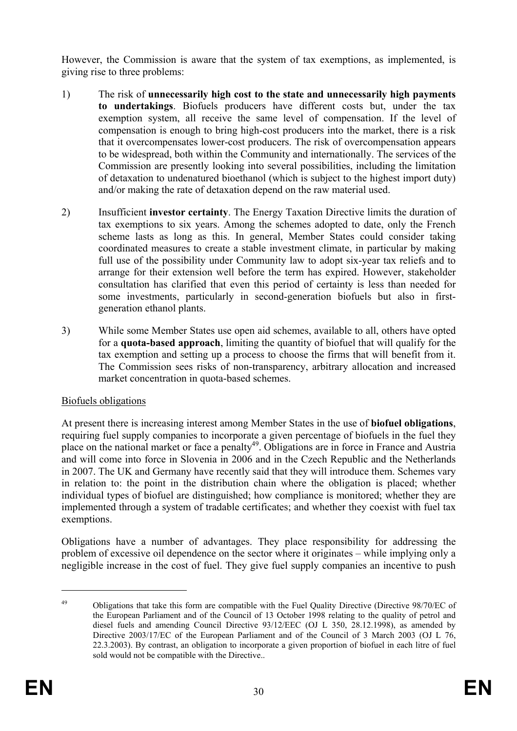However, the Commission is aware that the system of tax exemptions, as implemented, is giving rise to three problems:

1) The risk of **unnecessarily high cost to the state and unnecessarily high payments to undertakings**. Biofuels producers have different costs but, under the tax exemption system, all receive the same level of compensation. If the level of compensation is enough to bring high-cost producers into the market, there is a risk that it overcompensates lower-cost producers. The risk of overcompensation appears to be widespread, both within the Community and internationally. The services of the Commission are presently looking into several possibilities, including the limitation of detaxation to undenatured bioethanol (which is subject to the highest import duty) and/or making the rate of detaxation depend on the raw material used.

2) Insufficient **investor certainty**. The Energy Taxation Directive limits the duration of tax exemptions to six years. Among the schemes adopted to date, only the French scheme lasts as long as this. In general, Member States could consider taking coordinated measures to create a stable investment climate, in particular by making full use of the possibility under Community law to adopt six-year tax reliefs and to arrange for their extension well before the term has expired. However, stakeholder consultation has clarified that even this period of certainty is less than needed for some investments, particularly in second-generation biofuels but also in first-generation ethanol plants.

3) While some Member States use open aid schemes, available to all, others have opted for a **quota-based approach**, limiting the quantity of biofuel that will qualify for the tax exemption and setting up a process to choose the firms that will benefit from it. The Commission sees risks of non-transparency, arbitrary allocation and increased market concentration in quota-based schemes.

Biofuels obligations

At present there is increasing interest among Member States in the use of **biofuel obligations**, requiring fuel supply companies to incorporate a given percentage of biofuels in the fuel they place on the national market or face a penalty[49]. Obligations are in force in France and Austria and will come into force in Slovenia in 2006 and in the Czech Republic and the Netherlands in 2007. The UK and Germany have recently said that they will introduce them. Schemes vary in relation to: the point in the distribution chain where the obligation is placed; whether individual types of biofuel are distinguished; how compliance is monitored; whether they are implemented through a system of tradable certificates; and whether they coexist with fuel tax exemptions.

Obligations have a number of advantages. They place responsibility for addressing the problem of excessive oil dependence on the sector where it originates – while implying only a negligible increase in the cost of fuel. They give fuel supply companies an incentive to push

[49] Obligations that take this form are compatible with the Fuel Quality Directive (Directive 98/70/EC of the European Parliament and of the Council of 13 October 1998 relating to the quality of petrol and diesel fuels and amending Council Directive 93/12/EEC (OJ L 350, 28.12.1998), as amended by Directive 2003/17/EC of the European Parliament and of the Council of 3 March 2003 (OJ L 76, 22.3.2003). By contrast, an obligation to incorporate a given proportion of biofuel in each litre of fuel sold would not be compatible with the Directive..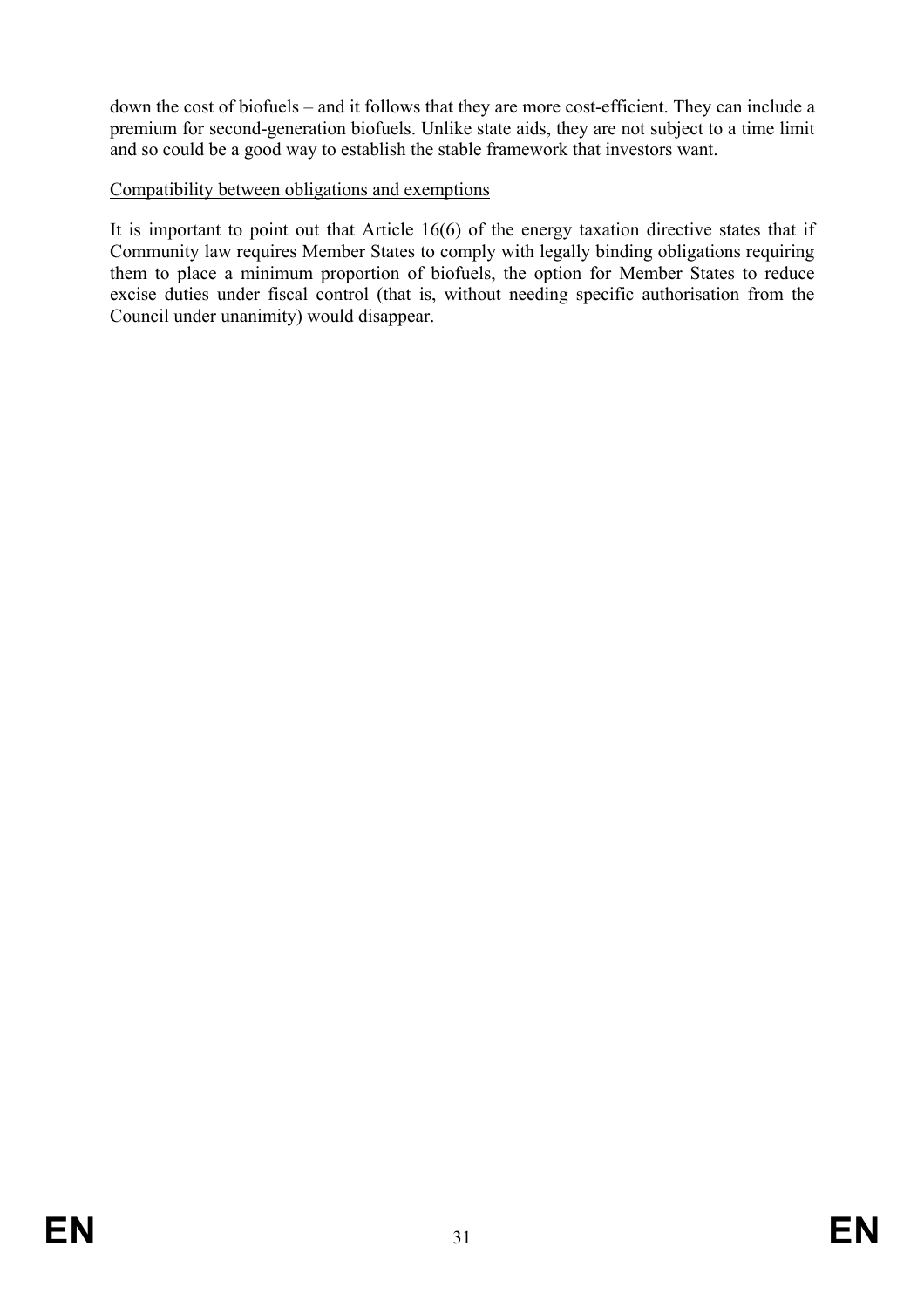down the cost of biofuels – and it follows that they are more cost-efficient. They can include a premium for second-generation biofuels. Unlike state aids, they are not subject to a time limit and so could be a good way to establish the stable framework that investors want.

<u>Compatibility between obligations and exemptions</u>

It is important to point out that Article 16(6) of the energy taxation directive states that if Community law requires Member States to comply with legally binding obligations requiring them to place a minimum proportion of biofuels, the option for Member States to reduce excise duties under fiscal control (that is, without needing specific authorisation from the Council under unanimity) would disappear.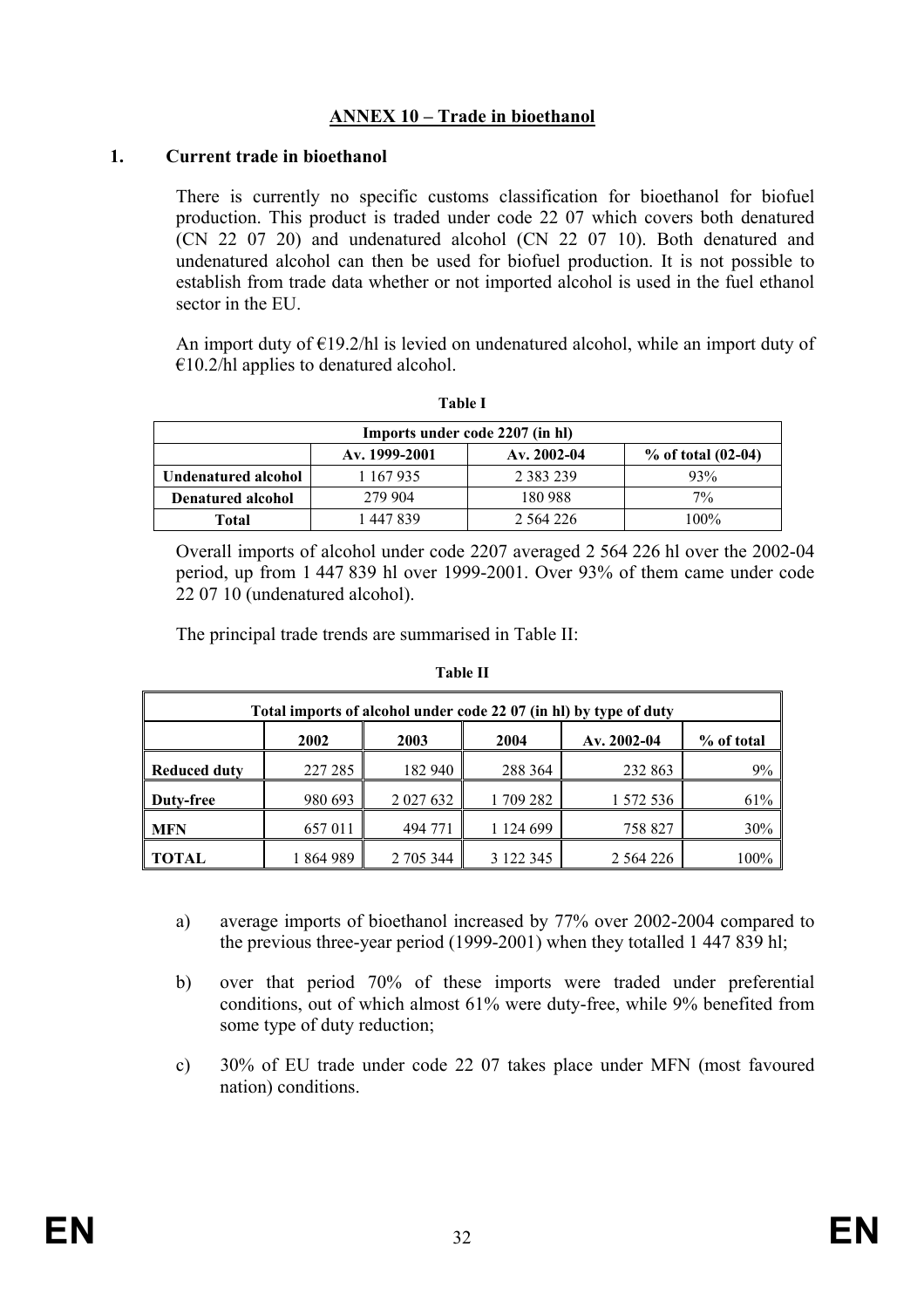## ANNEX 10 – Trade in bioethanol

### 1. Current trade in bioethanol

There is currently no specific customs classification for bioethanol for biofuel production. This product is traded under code 22 07 which covers both denatured (CN 22 07 20) and undenatured alcohol (CN 22 07 10). Both denatured and undenatured alcohol can then be used for biofuel production. It is not possible to establish from trade data whether or not imported alcohol is used in the fuel ethanol sector in the EU.

An import duty of €19.2/hl is levied on undenatured alcohol, while an import duty of €10.2/hl applies to denatured alcohol.

**Table I**

| Imports under code 2207 (in hl) | | | |
|---|---|---|---|
| | Av. 1999-2001 | Av. 2002-04 | % of total (02-04) |
| **Undenatured alcohol** | 1 167 935 | 2 383 239 | 93% |
| **Denatured alcohol** | 279 904 | 180 988 | 7% |
| **Total** | 1 447 839 | 2 564 226 | 100% |

Overall imports of alcohol under code 2207 averaged 2 564 226 hl over the 2002-04 period, up from 1 447 839 hl over 1999-2001. Over 93% of them came under code 22 07 10 (undenatured alcohol).

The principal trade trends are summarised in Table II:

**Table II**

| Total imports of alcohol under code 22 07 (in hl) by type of duty | | | | | |
|---|---|---|---|---|---|
| | 2002 | 2003 | 2004 | Av. 2002-04 | % of total |
| **Reduced duty** | 227 285 | 182 940 | 288 364 | 232 863 | 9% |
| **Duty-free** | 980 693 | 2 027 632 | 1 709 282 | 1 572 536 | 61% |
| **MFN** | 657 011 | 494 771 | 1 124 699 | 758 827 | 30% |
| **TOTAL** | 1 864 989 | 2 705 344 | 3 122 345 | 2 564 226 | 100% |

a) average imports of bioethanol increased by 77% over 2002-2004 compared to the previous three-year period (1999-2001) when they totalled 1 447 839 hl;

b) over that period 70% of these imports were traded under preferential conditions, out of which almost 61% were duty-free, while 9% benefited from some type of duty reduction;

c) 30% of EU trade under code 22 07 takes place under MFN (most favoured nation) conditions.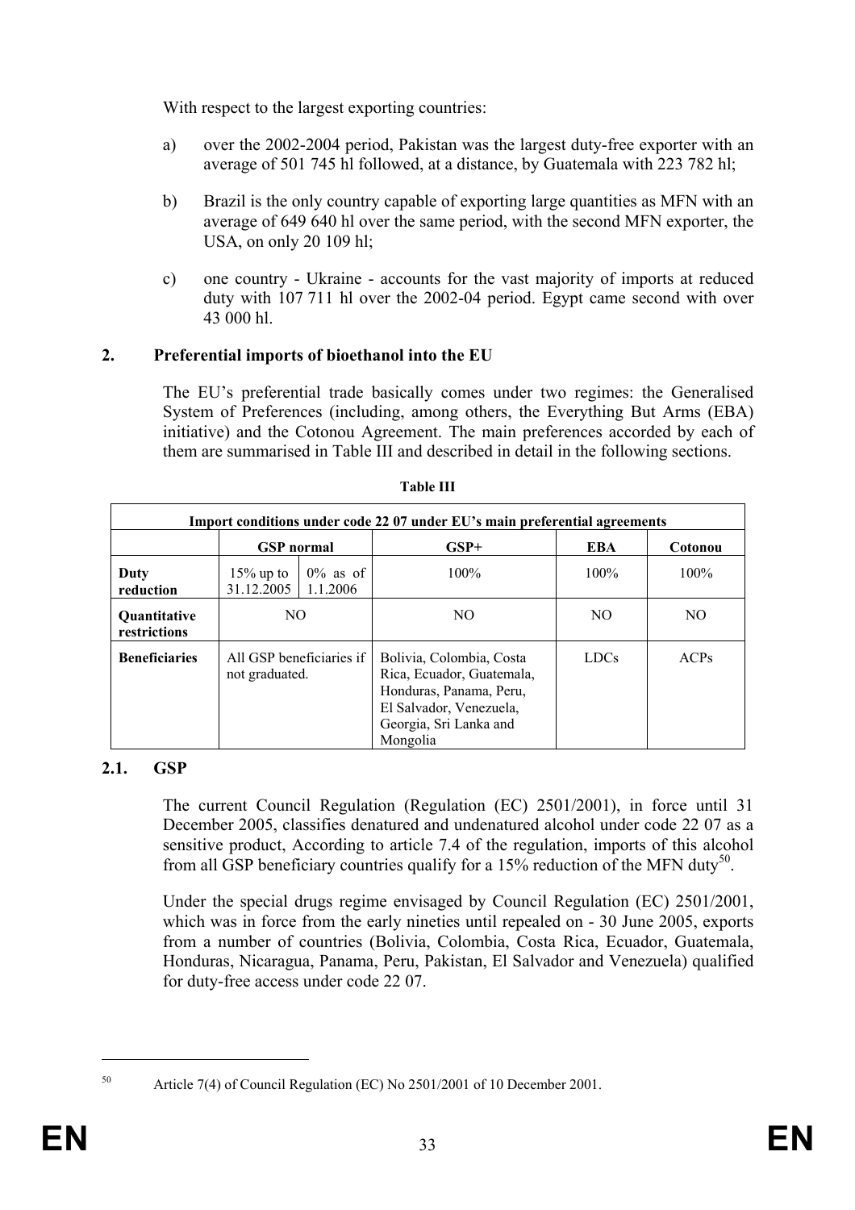With respect to the largest exporting countries:

a) over the 2002-2004 period, Pakistan was the largest duty-free exporter with an average of 501 745 hl followed, at a distance, by Guatemala with 223 782 hl;

b) Brazil is the only country capable of exporting large quantities as MFN with an average of 649 640 hl over the same period, with the second MFN exporter, the USA, on only 20 109 hl;

c) one country - Ukraine - accounts for the vast majority of imports at reduced duty with 107 711 hl over the 2002-04 period. Egypt came second with over 43 000 hl.

## 2. Preferential imports of bioethanol into the EU

The EU's preferential trade basically comes under two regimes: the Generalised System of Preferences (including, among others, the Everything But Arms (EBA) initiative) and the Cotonou Agreement. The main preferences accorded by each of them are summarised in Table III and described in detail in the following sections.

**Table III**

| Import conditions under code 22 07 under EU's main preferential agreements | | | | | |
|---|---|---|---|---|---|
| | GSP normal | | GSP+ | EBA | Cotonou |
| **Duty reduction** | 15% up to 31.12.2005 | 0% as of 1.1.2006 | 100% | 100% | 100% |
| **Quantitative restrictions** | NO | | NO | NO | NO |
| **Beneficiaries** | All GSP beneficiaries if not graduated. | | Bolivia, Colombia, Costa Rica, Ecuador, Guatemala, Honduras, Panama, Peru, El Salvador, Venezuela, Georgia, Sri Lanka and Mongolia | LDCs | ACPs |

### 2.1. GSP

The current Council Regulation (Regulation (EC) 2501/2001), in force until 31 December 2005, classifies denatured and undenatured alcohol under code 22 07 as a sensitive product, According to article 7.4 of the regulation, imports of this alcohol from all GSP beneficiary countries qualify for a 15% reduction of the MFN duty[50].

Under the special drugs regime envisaged by Council Regulation (EC) 2501/2001, which was in force from the early nineties until repealed on - 30 June 2005, exports from a number of countries (Bolivia, Colombia, Costa Rica, Ecuador, Guatemala, Honduras, Nicaragua, Panama, Peru, Pakistan, El Salvador and Venezuela) qualified for duty-free access under code 22 07.

[50] Article 7(4) of Council Regulation (EC) No 2501/2001 of 10 December 2001.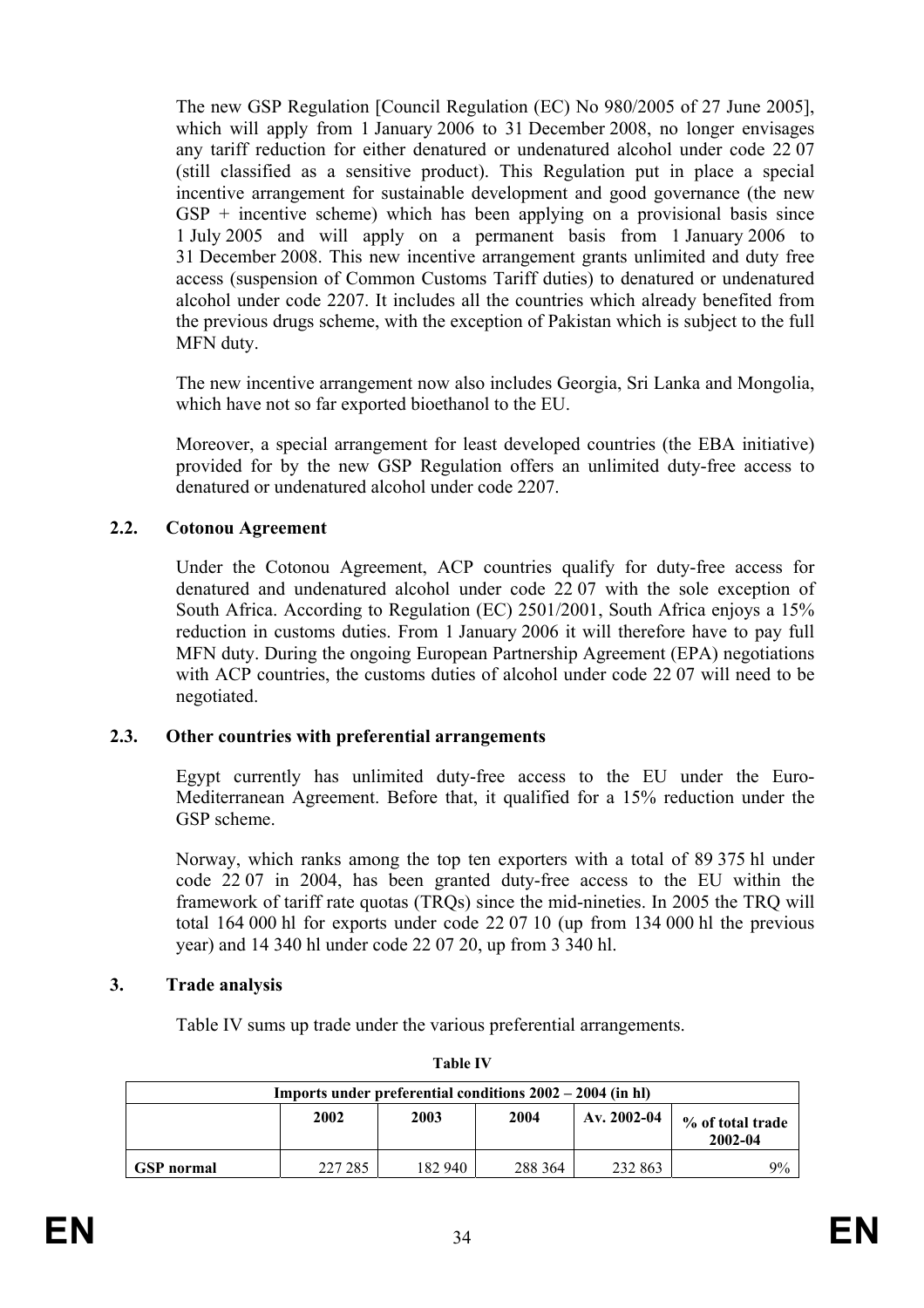The new GSP Regulation [Council Regulation (EC) No 980/2005 of 27 June 2005], which will apply from 1 January 2006 to 31 December 2008, no longer envisages any tariff reduction for either denatured or undenatured alcohol under code 22 07 (still classified as a sensitive product). This Regulation put in place a special incentive arrangement for sustainable development and good governance (the new GSP + incentive scheme) which has been applying on a provisional basis since 1 July 2005 and will apply on a permanent basis from 1 January 2006 to 31 December 2008. This new incentive arrangement grants unlimited and duty free access (suspension of Common Customs Tariff duties) to denatured or undenatured alcohol under code 2207. It includes all the countries which already benefited from the previous drugs scheme, with the exception of Pakistan which is subject to the full MFN duty.

The new incentive arrangement now also includes Georgia, Sri Lanka and Mongolia, which have not so far exported bioethanol to the EU.

Moreover, a special arrangement for least developed countries (the EBA initiative) provided for by the new GSP Regulation offers an unlimited duty-free access to denatured or undenatured alcohol under code 2207.

### 2.2. Cotonou Agreement

Under the Cotonou Agreement, ACP countries qualify for duty-free access for denatured and undenatured alcohol under code 22 07 with the sole exception of South Africa. According to Regulation (EC) 2501/2001, South Africa enjoys a 15% reduction in customs duties. From 1 January 2006 it will therefore have to pay full MFN duty. During the ongoing European Partnership Agreement (EPA) negotiations with ACP countries, the customs duties of alcohol under code 22 07 will need to be negotiated.

### 2.3. Other countries with preferential arrangements

Egypt currently has unlimited duty-free access to the EU under the Euro-Mediterranean Agreement. Before that, it qualified for a 15% reduction under the GSP scheme.

Norway, which ranks among the top ten exporters with a total of 89 375 hl under code 22 07 in 2004, has been granted duty-free access to the EU within the framework of tariff rate quotas (TRQs) since the mid-nineties. In 2005 the TRQ will total 164 000 hl for exports under code 22 07 10 (up from 134 000 hl the previous year) and 14 340 hl under code 22 07 20, up from 3 340 hl.

## 3. Trade analysis

Table IV sums up trade under the various preferential arrangements.

**Table IV**

| Imports under preferential conditions 2002 – 2004 (in hl) | | | | | |
|---|---|---|---|---|---|
| | **2002** | **2003** | **2004** | **Av. 2002-04** | **% of total trade 2002-04** |
| **GSP normal** | 227 285 | 182 940 | 288 364 | 232 863 | 9% |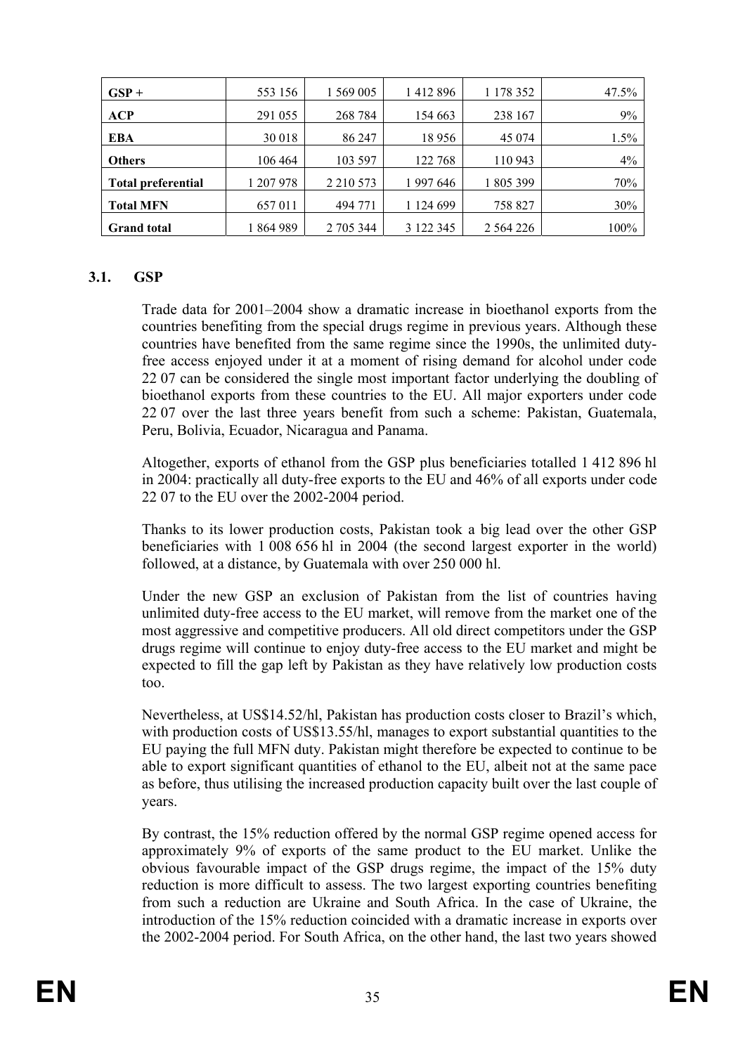| | | | | | |
|---|---|---|---|---|---|
| **GSP +** | 553 156 | 1 569 005 | 1 412 896 | 1 178 352 | 47.5% |
| **ACP** | 291 055 | 268 784 | 154 663 | 238 167 | 9% |
| **EBA** | 30 018 | 86 247 | 18 956 | 45 074 | 1.5% |
| **Others** | 106 464 | 103 597 | 122 768 | 110 943 | 4% |
| **Total preferential** | 1 207 978 | 2 210 573 | 1 997 646 | 1 805 399 | 70% |
| **Total MFN** | 657 011 | 494 771 | 1 124 699 | 758 827 | 30% |
| **Grand total** | 1 864 989 | 2 705 344 | 3 122 345 | 2 564 226 | 100% |

### 3.1. GSP

Trade data for 2001–2004 show a dramatic increase in bioethanol exports from the countries benefiting from the special drugs regime in previous years. Although these countries have benefited from the same regime since the 1990s, the unlimited duty-free access enjoyed under it at a moment of rising demand for alcohol under code 22 07 can be considered the single most important factor underlying the doubling of bioethanol exports from these countries to the EU. All major exporters under code 22 07 over the last three years benefit from such a scheme: Pakistan, Guatemala, Peru, Bolivia, Ecuador, Nicaragua and Panama.

Altogether, exports of ethanol from the GSP plus beneficiaries totalled 1 412 896 hl in 2004: practically all duty-free exports to the EU and 46% of all exports under code 22 07 to the EU over the 2002-2004 period.

Thanks to its lower production costs, Pakistan took a big lead over the other GSP beneficiaries with 1 008 656 hl in 2004 (the second largest exporter in the world) followed, at a distance, by Guatemala with over 250 000 hl.

Under the new GSP an exclusion of Pakistan from the list of countries having unlimited duty-free access to the EU market, will remove from the market one of the most aggressive and competitive producers. All old direct competitors under the GSP drugs regime will continue to enjoy duty-free access to the EU market and might be expected to fill the gap left by Pakistan as they have relatively low production costs too.

Nevertheless, at US$14.52/hl, Pakistan has production costs closer to Brazil's which, with production costs of US$13.55/hl, manages to export substantial quantities to the EU paying the full MFN duty. Pakistan might therefore be expected to continue to be able to export significant quantities of ethanol to the EU, albeit not at the same pace as before, thus utilising the increased production capacity built over the last couple of years.

By contrast, the 15% reduction offered by the normal GSP regime opened access for approximately 9% of exports of the same product to the EU market. Unlike the obvious favourable impact of the GSP drugs regime, the impact of the 15% duty reduction is more difficult to assess. The two largest exporting countries benefiting from such a reduction are Ukraine and South Africa. In the case of Ukraine, the introduction of the 15% reduction coincided with a dramatic increase in exports over the 2002-2004 period. For South Africa, on the other hand, the last two years showed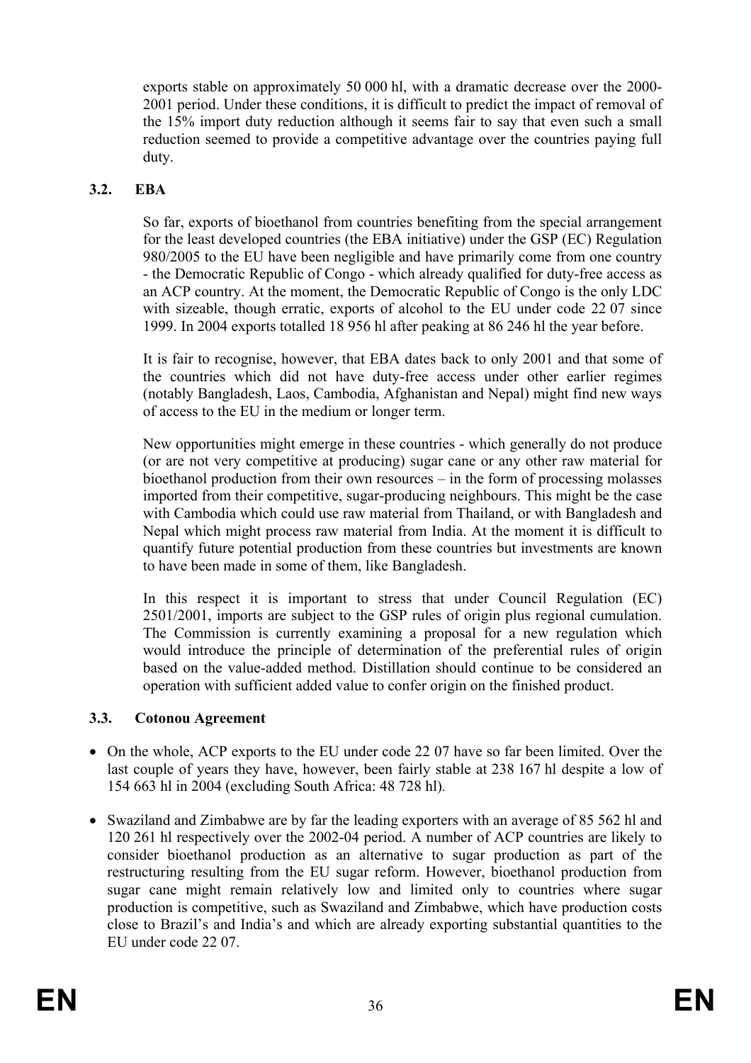exports stable on approximately 50 000 hl, with a dramatic decrease over the 2000-2001 period. Under these conditions, it is difficult to predict the impact of removal of the 15% import duty reduction although it seems fair to say that even such a small reduction seemed to provide a competitive advantage over the countries paying full duty.

### 3.2. EBA

So far, exports of bioethanol from countries benefiting from the special arrangement for the least developed countries (the EBA initiative) under the GSP (EC) Regulation 980/2005 to the EU have been negligible and have primarily come from one country - the Democratic Republic of Congo - which already qualified for duty-free access as an ACP country. At the moment, the Democratic Republic of Congo is the only LDC with sizeable, though erratic, exports of alcohol to the EU under code 22 07 since 1999. In 2004 exports totalled 18 956 hl after peaking at 86 246 hl the year before.

It is fair to recognise, however, that EBA dates back to only 2001 and that some of the countries which did not have duty-free access under other earlier regimes (notably Bangladesh, Laos, Cambodia, Afghanistan and Nepal) might find new ways of access to the EU in the medium or longer term.

New opportunities might emerge in these countries - which generally do not produce (or are not very competitive at producing) sugar cane or any other raw material for bioethanol production from their own resources – in the form of processing molasses imported from their competitive, sugar-producing neighbours. This might be the case with Cambodia which could use raw material from Thailand, or with Bangladesh and Nepal which might process raw material from India. At the moment it is difficult to quantify future potential production from these countries but investments are known to have been made in some of them, like Bangladesh.

In this respect it is important to stress that under Council Regulation (EC) 2501/2001, imports are subject to the GSP rules of origin plus regional cumulation. The Commission is currently examining a proposal for a new regulation which would introduce the principle of determination of the preferential rules of origin based on the value-added method. Distillation should continue to be considered an operation with sufficient added value to confer origin on the finished product.

### 3.3. Cotonou Agreement

- On the whole, ACP exports to the EU under code 22 07 have so far been limited. Over the last couple of years they have, however, been fairly stable at 238 167 hl despite a low of 154 663 hl in 2004 (excluding South Africa: 48 728 hl).
- Swaziland and Zimbabwe are by far the leading exporters with an average of 85 562 hl and 120 261 hl respectively over the 2002-04 period. A number of ACP countries are likely to consider bioethanol production as an alternative to sugar production as part of the restructuring resulting from the EU sugar reform. However, bioethanol production from sugar cane might remain relatively low and limited only to countries where sugar production is competitive, such as Swaziland and Zimbabwe, which have production costs close to Brazil's and India's and which are already exporting substantial quantities to the EU under code 22 07.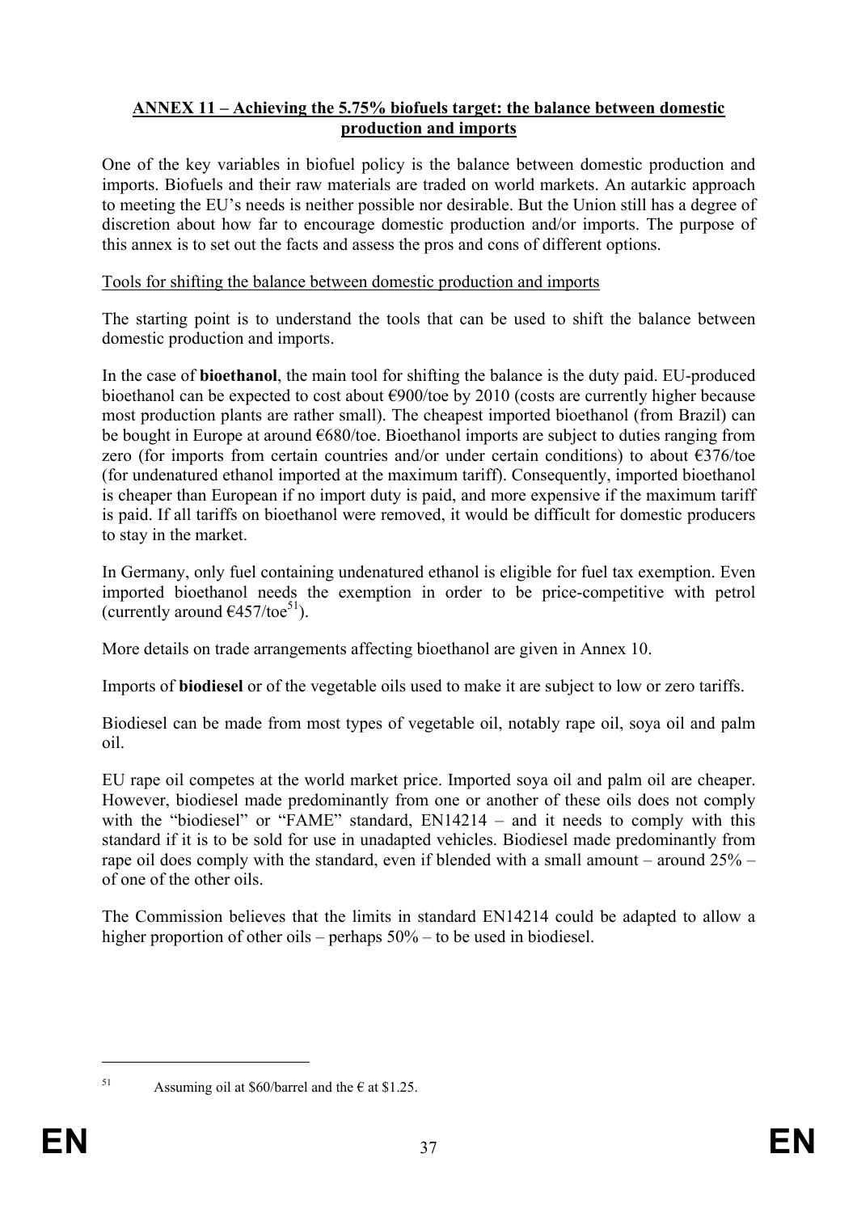## ANNEX 11 – Achieving the 5.75% biofuels target: the balance between domestic production and imports

One of the key variables in biofuel policy is the balance between domestic production and imports. Biofuels and their raw materials are traded on world markets. An autarkic approach to meeting the EU's needs is neither possible nor desirable. But the Union still has a degree of discretion about how far to encourage domestic production and/or imports. The purpose of this annex is to set out the facts and assess the pros and cons of different options.

### Tools for shifting the balance between domestic production and imports

The starting point is to understand the tools that can be used to shift the balance between domestic production and imports.

In the case of **bioethanol**, the main tool for shifting the balance is the duty paid. EU-produced bioethanol can be expected to cost about €900/toe by 2010 (costs are currently higher because most production plants are rather small). The cheapest imported bioethanol (from Brazil) can be bought in Europe at around €680/toe. Bioethanol imports are subject to duties ranging from zero (for imports from certain countries and/or under certain conditions) to about €376/toe (for undenatured ethanol imported at the maximum tariff). Consequently, imported bioethanol is cheaper than European if no import duty is paid, and more expensive if the maximum tariff is paid. If all tariffs on bioethanol were removed, it would be difficult for domestic producers to stay in the market.

In Germany, only fuel containing undenatured ethanol is eligible for fuel tax exemption. Even imported bioethanol needs the exemption in order to be price-competitive with petrol (currently around €457/toe[51]).

More details on trade arrangements affecting bioethanol are given in Annex 10.

Imports of **biodiesel** or of the vegetable oils used to make it are subject to low or zero tariffs.

Biodiesel can be made from most types of vegetable oil, notably rape oil, soya oil and palm oil.

EU rape oil competes at the world market price. Imported soya oil and palm oil are cheaper. However, biodiesel made predominantly from one or another of these oils does not comply with the "biodiesel" or "FAME" standard, EN14214 – and it needs to comply with this standard if it is to be sold for use in unadapted vehicles. Biodiesel made predominantly from rape oil does comply with the standard, even if blended with a small amount – around 25% – of one of the other oils.

The Commission believes that the limits in standard EN14214 could be adapted to allow a higher proportion of other oils – perhaps 50% – to be used in biodiesel.

[51] Assuming oil at $60/barrel and the € at $1.25.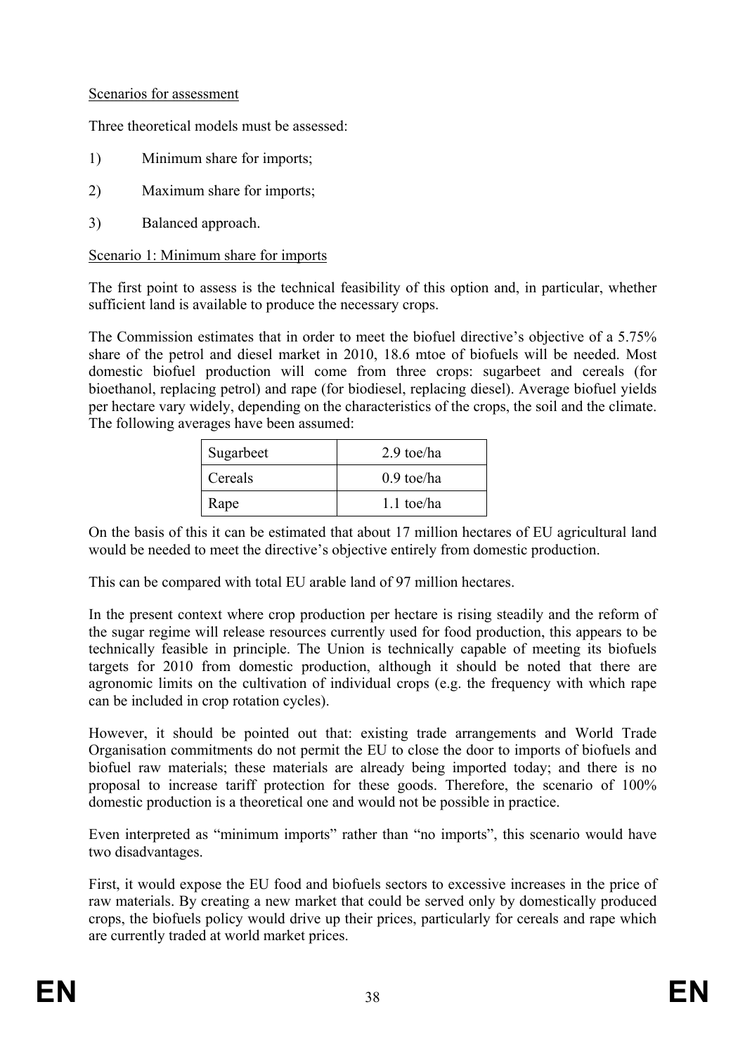Scenarios for assessment

Three theoretical models must be assessed:

1) Minimum share for imports;

2) Maximum share for imports;

3) Balanced approach.

Scenario 1: Minimum share for imports

The first point to assess is the technical feasibility of this option and, in particular, whether sufficient land is available to produce the necessary crops.

The Commission estimates that in order to meet the biofuel directive's objective of a 5.75% share of the petrol and diesel market in 2010, 18.6 mtoe of biofuels will be needed. Most domestic biofuel production will come from three crops: sugarbeet and cereals (for bioethanol, replacing petrol) and rape (for biodiesel, replacing diesel). Average biofuel yields per hectare vary widely, depending on the characteristics of the crops, the soil and the climate. The following averages have been assumed:

| | |
|---|---|
| Sugarbeet | 2.9 toe/ha |
| Cereals | 0.9 toe/ha |
| Rape | 1.1 toe/ha |

On the basis of this it can be estimated that about 17 million hectares of EU agricultural land would be needed to meet the directive's objective entirely from domestic production.

This can be compared with total EU arable land of 97 million hectares.

In the present context where crop production per hectare is rising steadily and the reform of the sugar regime will release resources currently used for food production, this appears to be technically feasible in principle. The Union is technically capable of meeting its biofuels targets for 2010 from domestic production, although it should be noted that there are agronomic limits on the cultivation of individual crops (e.g. the frequency with which rape can be included in crop rotation cycles).

However, it should be pointed out that: existing trade arrangements and World Trade Organisation commitments do not permit the EU to close the door to imports of biofuels and biofuel raw materials; these materials are already being imported today; and there is no proposal to increase tariff protection for these goods. Therefore, the scenario of 100% domestic production is a theoretical one and would not be possible in practice.

Even interpreted as "minimum imports" rather than "no imports", this scenario would have two disadvantages.

First, it would expose the EU food and biofuels sectors to excessive increases in the price of raw materials. By creating a new market that could be served only by domestically produced crops, the biofuels policy would drive up their prices, particularly for cereals and rape which are currently traded at world market prices.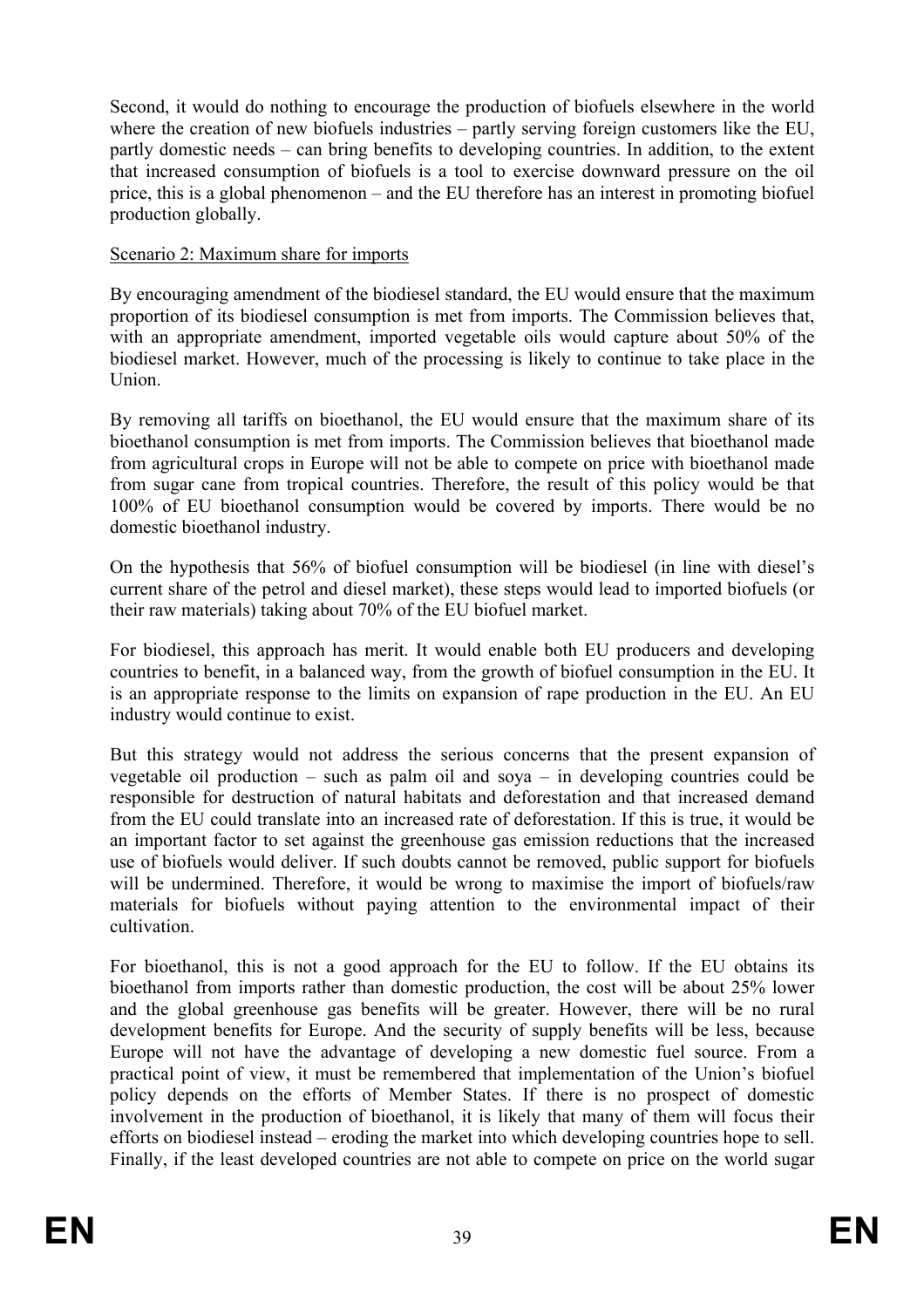Second, it would do nothing to encourage the production of biofuels elsewhere in the world where the creation of new biofuels industries – partly serving foreign customers like the EU, partly domestic needs – can bring benefits to developing countries. In addition, to the extent that increased consumption of biofuels is a tool to exercise downward pressure on the oil price, this is a global phenomenon – and the EU therefore has an interest in promoting biofuel production globally.

Scenario 2: Maximum share for imports

By encouraging amendment of the biodiesel standard, the EU would ensure that the maximum proportion of its biodiesel consumption is met from imports. The Commission believes that, with an appropriate amendment, imported vegetable oils would capture about 50% of the biodiesel market. However, much of the processing is likely to continue to take place in the Union.

By removing all tariffs on bioethanol, the EU would ensure that the maximum share of its bioethanol consumption is met from imports. The Commission believes that bioethanol made from agricultural crops in Europe will not be able to compete on price with bioethanol made from sugar cane from tropical countries. Therefore, the result of this policy would be that 100% of EU bioethanol consumption would be covered by imports. There would be no domestic bioethanol industry.

On the hypothesis that 56% of biofuel consumption will be biodiesel (in line with diesel's current share of the petrol and diesel market), these steps would lead to imported biofuels (or their raw materials) taking about 70% of the EU biofuel market.

For biodiesel, this approach has merit. It would enable both EU producers and developing countries to benefit, in a balanced way, from the growth of biofuel consumption in the EU. It is an appropriate response to the limits on expansion of rape production in the EU. An EU industry would continue to exist.

But this strategy would not address the serious concerns that the present expansion of vegetable oil production – such as palm oil and soya – in developing countries could be responsible for destruction of natural habitats and deforestation and that increased demand from the EU could translate into an increased rate of deforestation. If this is true, it would be an important factor to set against the greenhouse gas emission reductions that the increased use of biofuels would deliver. If such doubts cannot be removed, public support for biofuels will be undermined. Therefore, it would be wrong to maximise the import of biofuels/raw materials for biofuels without paying attention to the environmental impact of their cultivation.

For bioethanol, this is not a good approach for the EU to follow. If the EU obtains its bioethanol from imports rather than domestic production, the cost will be about 25% lower and the global greenhouse gas benefits will be greater. However, there will be no rural development benefits for Europe. And the security of supply benefits will be less, because Europe will not have the advantage of developing a new domestic fuel source. From a practical point of view, it must be remembered that implementation of the Union's biofuel policy depends on the efforts of Member States. If there is no prospect of domestic involvement in the production of bioethanol, it is likely that many of them will focus their efforts on biodiesel instead – eroding the market into which developing countries hope to sell. Finally, if the least developed countries are not able to compete on price on the world sugar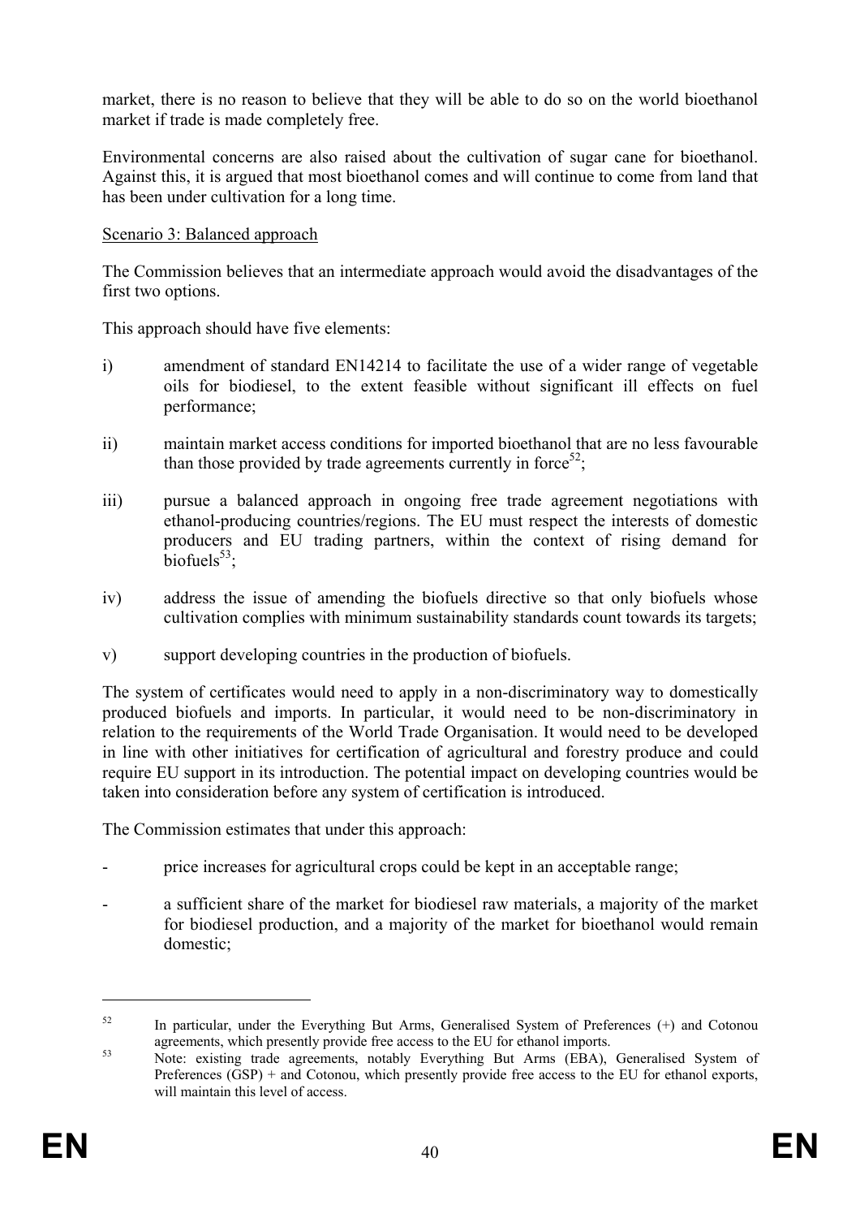market, there is no reason to believe that they will be able to do so on the world bioethanol market if trade is made completely free.

Environmental concerns are also raised about the cultivation of sugar cane for bioethanol. Against this, it is argued that most bioethanol comes and will continue to come from land that has been under cultivation for a long time.

Scenario 3: Balanced approach

The Commission believes that an intermediate approach would avoid the disadvantages of the first two options.

This approach should have five elements:

i) amendment of standard EN14214 to facilitate the use of a wider range of vegetable oils for biodiesel, to the extent feasible without significant ill effects on fuel performance;

ii) maintain market access conditions for imported bioethanol that are no less favourable than those provided by trade agreements currently in force[52];

iii) pursue a balanced approach in ongoing free trade agreement negotiations with ethanol-producing countries/regions. The EU must respect the interests of domestic producers and EU trading partners, within the context of rising demand for biofuels[53];

iv) address the issue of amending the biofuels directive so that only biofuels whose cultivation complies with minimum sustainability standards count towards its targets;

v) support developing countries in the production of biofuels.

The system of certificates would need to apply in a non-discriminatory way to domestically produced biofuels and imports. In particular, it would need to be non-discriminatory in relation to the requirements of the World Trade Organisation. It would need to be developed in line with other initiatives for certification of agricultural and forestry produce and could require EU support in its introduction. The potential impact on developing countries would be taken into consideration before any system of certification is introduced.

The Commission estimates that under this approach:

- price increases for agricultural crops could be kept in an acceptable range;
- a sufficient share of the market for biodiesel raw materials, a majority of the market for biodiesel production, and a majority of the market for bioethanol would remain domestic;

[52] In particular, under the Everything But Arms, Generalised System of Preferences (+) and Cotonou agreements, which presently provide free access to the EU for ethanol imports.

[53] Note: existing trade agreements, notably Everything But Arms (EBA), Generalised System of Preferences (GSP) + and Cotonou, which presently provide free access to the EU for ethanol exports, will maintain this level of access.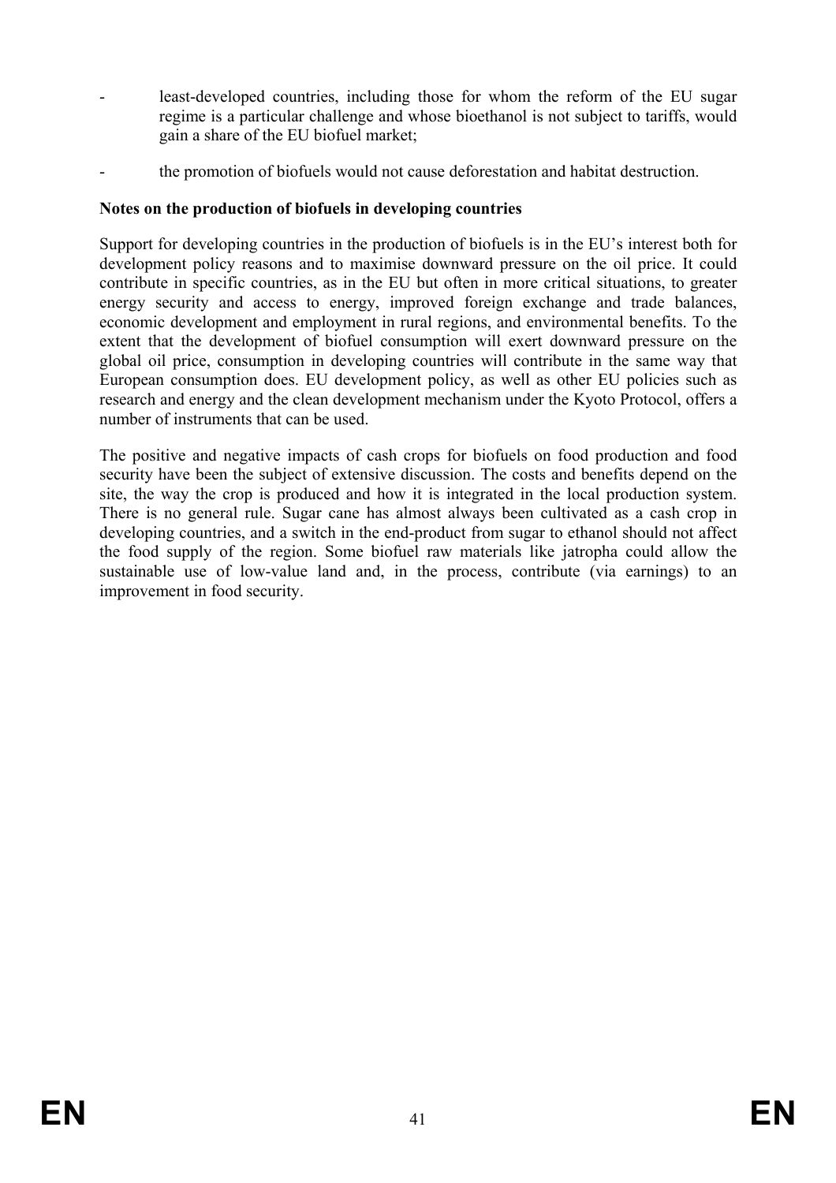- least-developed countries, including those for whom the reform of the EU sugar regime is a particular challenge and whose bioethanol is not subject to tariffs, would gain a share of the EU biofuel market;
- the promotion of biofuels would not cause deforestation and habitat destruction.

**Notes on the production of biofuels in developing countries**

Support for developing countries in the production of biofuels is in the EU's interest both for development policy reasons and to maximise downward pressure on the oil price. It could contribute in specific countries, as in the EU but often in more critical situations, to greater energy security and access to energy, improved foreign exchange and trade balances, economic development and employment in rural regions, and environmental benefits. To the extent that the development of biofuel consumption will exert downward pressure on the global oil price, consumption in developing countries will contribute in the same way that European consumption does. EU development policy, as well as other EU policies such as research and energy and the clean development mechanism under the Kyoto Protocol, offers a number of instruments that can be used.

The positive and negative impacts of cash crops for biofuels on food production and food security have been the subject of extensive discussion. The costs and benefits depend on the site, the way the crop is produced and how it is integrated in the local production system. There is no general rule. Sugar cane has almost always been cultivated as a cash crop in developing countries, and a switch in the end-product from sugar to ethanol should not affect the food supply of the region. Some biofuel raw materials like jatropha could allow the sustainable use of low-value land and, in the process, contribute (via earnings) to an improvement in food security.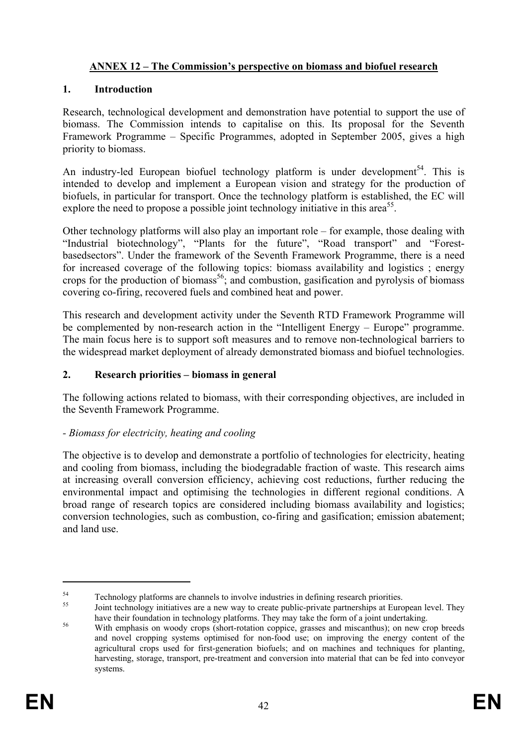## ANNEX 12 – The Commission's perspective on biomass and biofuel research

### 1. Introduction

Research, technological development and demonstration have potential to support the use of biomass. The Commission intends to capitalise on this. Its proposal for the Seventh Framework Programme – Specific Programmes, adopted in September 2005, gives a high priority to biomass.

An industry-led European biofuel technology platform is under development[54]. This is intended to develop and implement a European vision and strategy for the production of biofuels, in particular for transport. Once the technology platform is established, the EC will explore the need to propose a possible joint technology initiative in this area[55].

Other technology platforms will also play an important role – for example, those dealing with "Industrial biotechnology", "Plants for the future", "Road transport" and "Forest-basedsectors". Under the framework of the Seventh Framework Programme, there is a need for increased coverage of the following topics: biomass availability and logistics ; energy crops for the production of biomass[56]; and combustion, gasification and pyrolysis of biomass covering co-firing, recovered fuels and combined heat and power.

This research and development activity under the Seventh RTD Framework Programme will be complemented by non-research action in the "Intelligent Energy – Europe" programme. The main focus here is to support soft measures and to remove non-technological barriers to the widespread market deployment of already demonstrated biomass and biofuel technologies.

### 2. Research priorities – biomass in general

The following actions related to biomass, with their corresponding objectives, are included in the Seventh Framework Programme.

- *Biomass for electricity, heating and cooling*

The objective is to develop and demonstrate a portfolio of technologies for electricity, heating and cooling from biomass, including the biodegradable fraction of waste. This research aims at increasing overall conversion efficiency, achieving cost reductions, further reducing the environmental impact and optimising the technologies in different regional conditions. A broad range of research topics are considered including biomass availability and logistics; conversion technologies, such as combustion, co-firing and gasification; emission abatement; and land use.

---

[54] Technology platforms are channels to involve industries in defining research priorities.

[55] Joint technology initiatives are a new way to create public-private partnerships at European level. They have their foundation in technology platforms. They may take the form of a joint undertaking.

[56] With emphasis on woody crops (short-rotation coppice, grasses and miscanthus); on new crop breeds and novel cropping systems optimised for non-food use; on improving the energy content of the agricultural crops used for first-generation biofuels; and on machines and techniques for planting, harvesting, storage, transport, pre-treatment and conversion into material that can be fed into conveyor systems.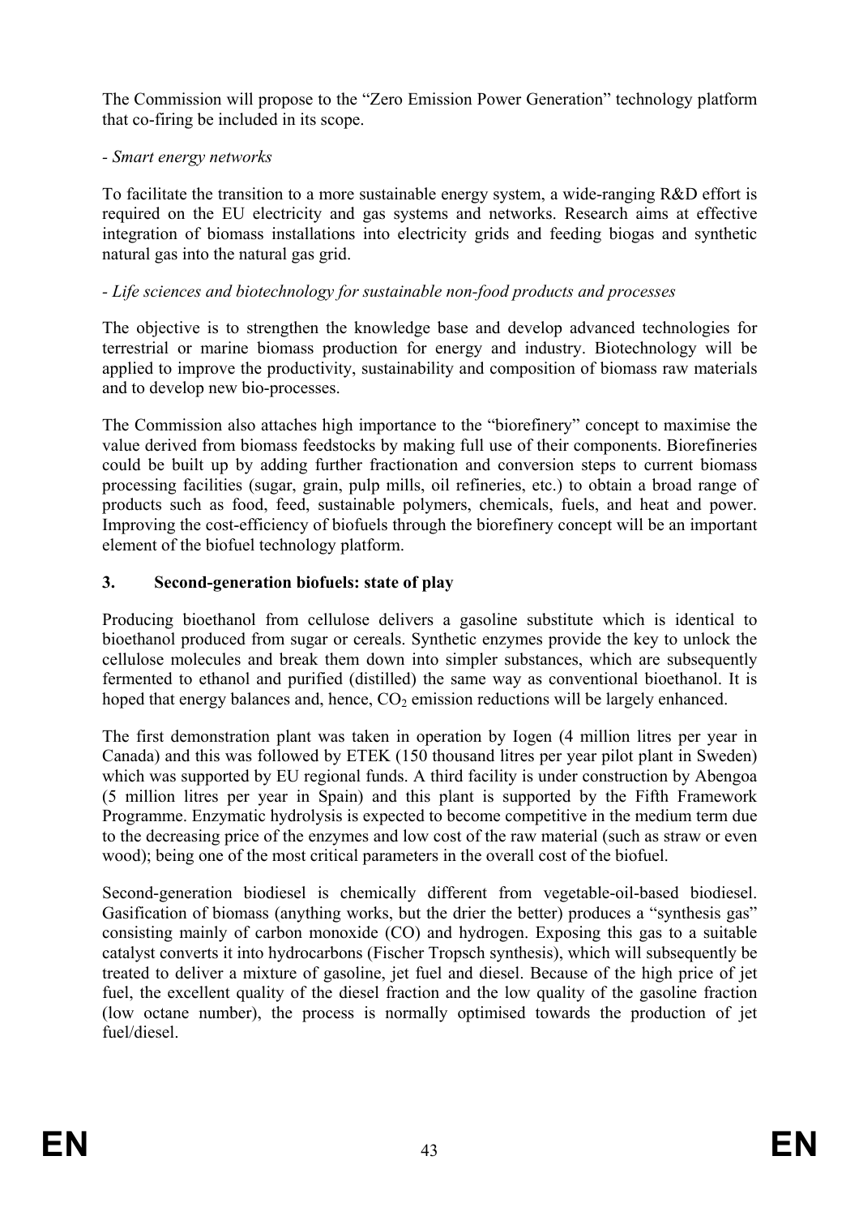The Commission will propose to the “Zero Emission Power Generation” technology platform that co-firing be included in its scope.

*- Smart energy networks*

To facilitate the transition to a more sustainable energy system, a wide-ranging R&D effort is required on the EU electricity and gas systems and networks. Research aims at effective integration of biomass installations into electricity grids and feeding biogas and synthetic natural gas into the natural gas grid.

*- Life sciences and biotechnology for sustainable non-food products and processes*

The objective is to strengthen the knowledge base and develop advanced technologies for terrestrial or marine biomass production for energy and industry. Biotechnology will be applied to improve the productivity, sustainability and composition of biomass raw materials and to develop new bio-processes.

The Commission also attaches high importance to the “biorefinery” concept to maximise the value derived from biomass feedstocks by making full use of their components. Biorefineries could be built up by adding further fractionation and conversion steps to current biomass processing facilities (sugar, grain, pulp mills, oil refineries, etc.) to obtain a broad range of products such as food, feed, sustainable polymers, chemicals, fuels, and heat and power. Improving the cost-efficiency of biofuels through the biorefinery concept will be an important element of the biofuel technology platform.

## 3. Second-generation biofuels: state of play

Producing bioethanol from cellulose delivers a gasoline substitute which is identical to bioethanol produced from sugar or cereals. Synthetic enzymes provide the key to unlock the cellulose molecules and break them down into simpler substances, which are subsequently fermented to ethanol and purified (distilled) the same way as conventional bioethanol. It is hoped that energy balances and, hence, $CO_2$ emission reductions will be largely enhanced.

The first demonstration plant was taken in operation by Iogen (4 million litres per year in Canada) and this was followed by ETEK (150 thousand litres per year pilot plant in Sweden) which was supported by EU regional funds. A third facility is under construction by Abengoa (5 million litres per year in Spain) and this plant is supported by the Fifth Framework Programme. Enzymatic hydrolysis is expected to become competitive in the medium term due to the decreasing price of the enzymes and low cost of the raw material (such as straw or even wood); being one of the most critical parameters in the overall cost of the biofuel.

Second-generation biodiesel is chemically different from vegetable-oil-based biodiesel. Gasification of biomass (anything works, but the drier the better) produces a “synthesis gas” consisting mainly of carbon monoxide (CO) and hydrogen. Exposing this gas to a suitable catalyst converts it into hydrocarbons (Fischer Tropsch synthesis), which will subsequently be treated to deliver a mixture of gasoline, jet fuel and diesel. Because of the high price of jet fuel, the excellent quality of the diesel fraction and the low quality of the gasoline fraction (low octane number), the process is normally optimised towards the production of jet fuel/diesel.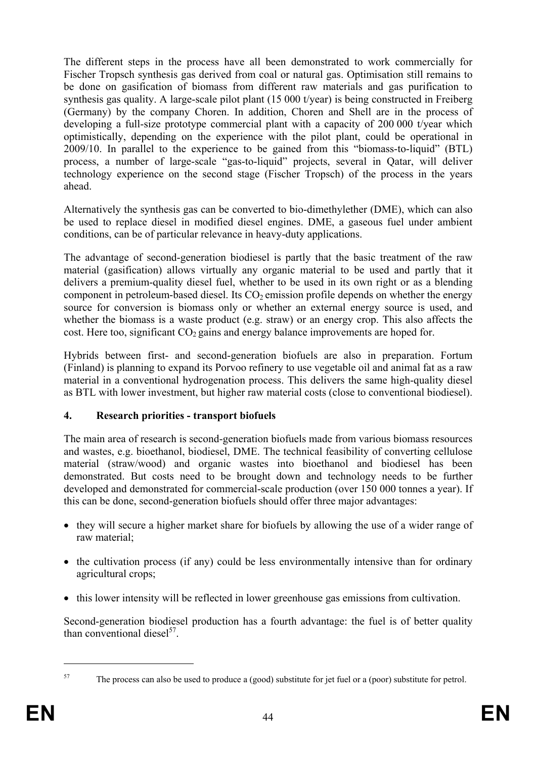The different steps in the process have all been demonstrated to work commercially for Fischer Tropsch synthesis gas derived from coal or natural gas. Optimisation still remains to be done on gasification of biomass from different raw materials and gas purification to synthesis gas quality. A large-scale pilot plant (15 000 t/year) is being constructed in Freiberg (Germany) by the company Choren. In addition, Choren and Shell are in the process of developing a full-size prototype commercial plant with a capacity of 200 000 t/year which optimistically, depending on the experience with the pilot plant, could be operational in 2009/10. In parallel to the experience to be gained from this "biomass-to-liquid" (BTL) process, a number of large-scale "gas-to-liquid" projects, several in Qatar, will deliver technology experience on the second stage (Fischer Tropsch) of the process in the years ahead.

Alternatively the synthesis gas can be converted to bio-dimethylether (DME), which can also be used to replace diesel in modified diesel engines. DME, a gaseous fuel under ambient conditions, can be of particular relevance in heavy-duty applications.

The advantage of second-generation biodiesel is partly that the basic treatment of the raw material (gasification) allows virtually any organic material to be used and partly that it delivers a premium-quality diesel fuel, whether to be used in its own right or as a blending component in petroleum-based diesel. Its $CO_2$ emission profile depends on whether the energy source for conversion is biomass only or whether an external energy source is used, and whether the biomass is a waste product (e.g. straw) or an energy crop. This also affects the cost. Here too, significant $CO_2$ gains and energy balance improvements are hoped for.

Hybrids between first- and second-generation biofuels are also in preparation. Fortum (Finland) is planning to expand its Porvoo refinery to use vegetable oil and animal fat as a raw material in a conventional hydrogenation process. This delivers the same high-quality diesel as BTL with lower investment, but higher raw material costs (close to conventional biodiesel).

## 4. Research priorities - transport biofuels

The main area of research is second-generation biofuels made from various biomass resources and wastes, e.g. bioethanol, biodiesel, DME. The technical feasibility of converting cellulose material (straw/wood) and organic wastes into bioethanol and biodiesel has been demonstrated. But costs need to be brought down and technology needs to be further developed and demonstrated for commercial-scale production (over 150 000 tonnes a year). If this can be done, second-generation biofuels should offer three major advantages:

- they will secure a higher market share for biofuels by allowing the use of a wider range of raw material;
- the cultivation process (if any) could be less environmentally intensive than for ordinary agricultural crops;
- this lower intensity will be reflected in lower greenhouse gas emissions from cultivation.

Second-generation biodiesel production has a fourth advantage: the fuel is of better quality than conventional diesel[57].

[57] The process can also be used to produce a (good) substitute for jet fuel or a (poor) substitute for petrol.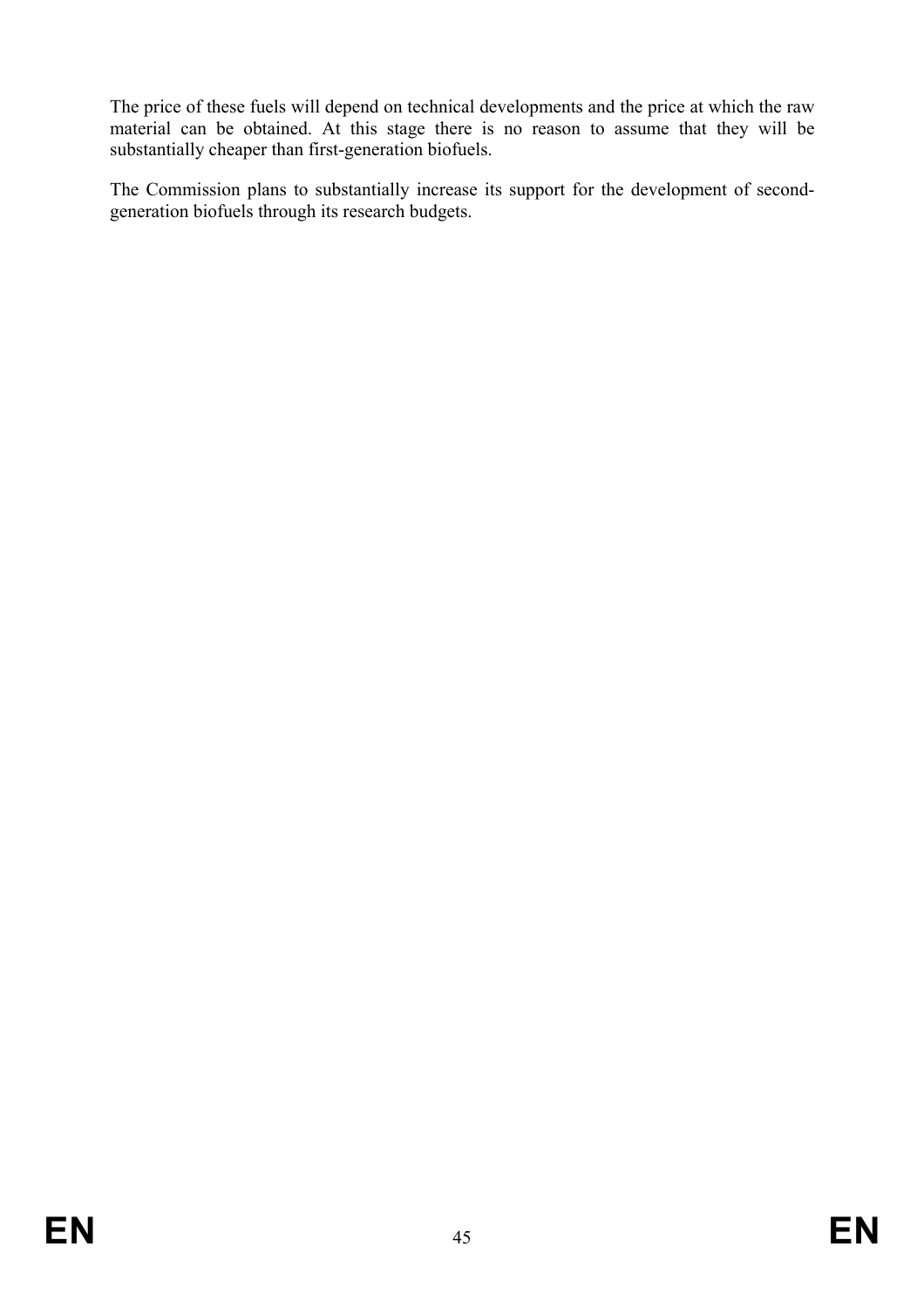The price of these fuels will depend on technical developments and the price at which the raw material can be obtained. At this stage there is no reason to assume that they will be substantially cheaper than first-generation biofuels.

The Commission plans to substantially increase its support for the development of second-generation biofuels through its research budgets.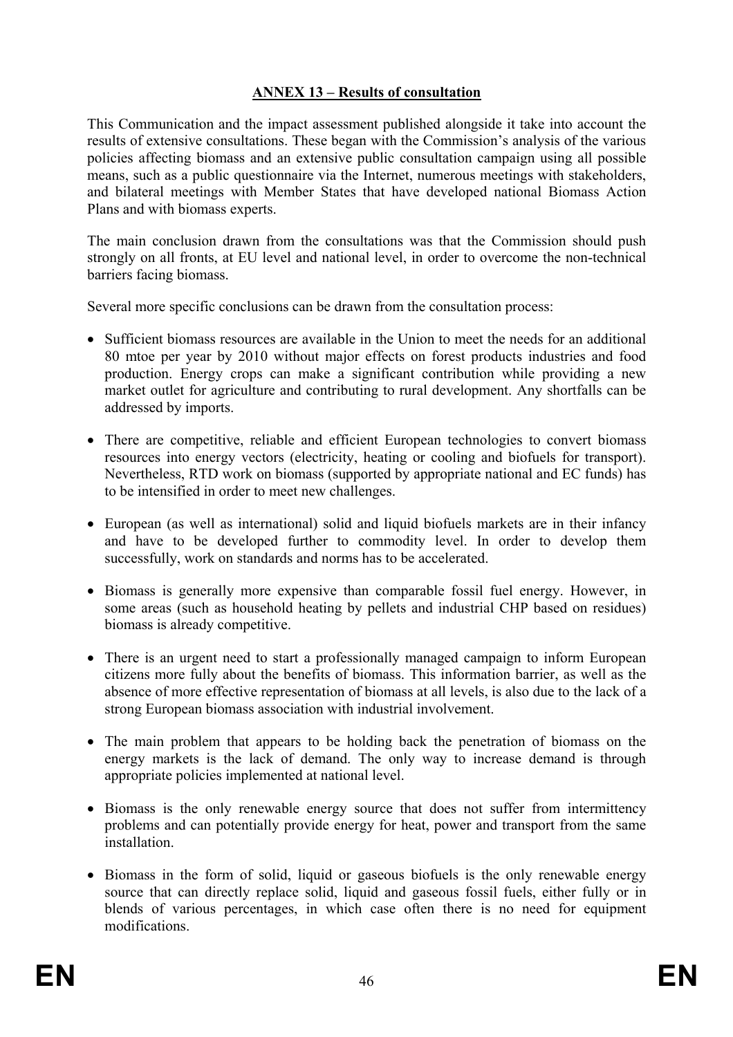## ANNEX 13 – Results of consultation

This Communication and the impact assessment published alongside it take into account the results of extensive consultations. These began with the Commission's analysis of the various policies affecting biomass and an extensive public consultation campaign using all possible means, such as a public questionnaire via the Internet, numerous meetings with stakeholders, and bilateral meetings with Member States that have developed national Biomass Action Plans and with biomass experts.

The main conclusion drawn from the consultations was that the Commission should push strongly on all fronts, at EU level and national level, in order to overcome the non-technical barriers facing biomass.

Several more specific conclusions can be drawn from the consultation process:

- Sufficient biomass resources are available in the Union to meet the needs for an additional 80 mtoe per year by 2010 without major effects on forest products industries and food production. Energy crops can make a significant contribution while providing a new market outlet for agriculture and contributing to rural development. Any shortfalls can be addressed by imports.
- There are competitive, reliable and efficient European technologies to convert biomass resources into energy vectors (electricity, heating or cooling and biofuels for transport). Nevertheless, RTD work on biomass (supported by appropriate national and EC funds) has to be intensified in order to meet new challenges.
- European (as well as international) solid and liquid biofuels markets are in their infancy and have to be developed further to commodity level. In order to develop them successfully, work on standards and norms has to be accelerated.
- Biomass is generally more expensive than comparable fossil fuel energy. However, in some areas (such as household heating by pellets and industrial CHP based on residues) biomass is already competitive.
- There is an urgent need to start a professionally managed campaign to inform European citizens more fully about the benefits of biomass. This information barrier, as well as the absence of more effective representation of biomass at all levels, is also due to the lack of a strong European biomass association with industrial involvement.
- The main problem that appears to be holding back the penetration of biomass on the energy markets is the lack of demand. The only way to increase demand is through appropriate policies implemented at national level.
- Biomass is the only renewable energy source that does not suffer from intermittency problems and can potentially provide energy for heat, power and transport from the same installation.
- Biomass in the form of solid, liquid or gaseous biofuels is the only renewable energy source that can directly replace solid, liquid and gaseous fossil fuels, either fully or in blends of various percentages, in which case often there is no need for equipment modifications.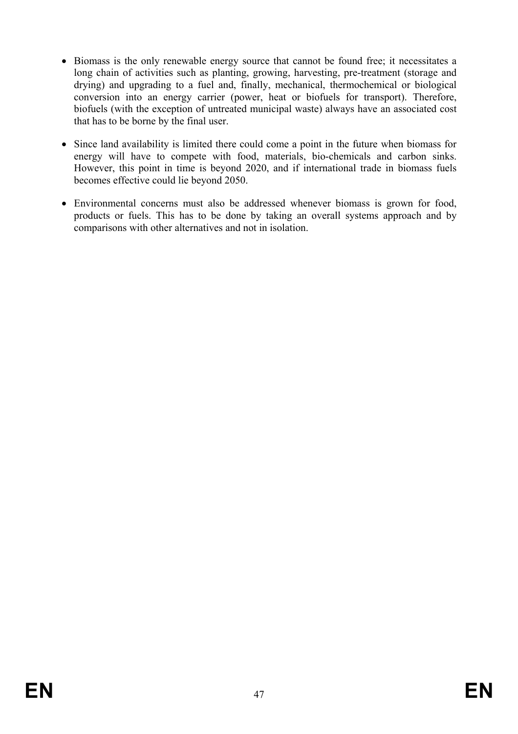- Biomass is the only renewable energy source that cannot be found free; it necessitates a long chain of activities such as planting, growing, harvesting, pre-treatment (storage and drying) and upgrading to a fuel and, finally, mechanical, thermochemical or biological conversion into an energy carrier (power, heat or biofuels for transport). Therefore, biofuels (with the exception of untreated municipal waste) always have an associated cost that has to be borne by the final user.

- Since land availability is limited there could come a point in the future when biomass for energy will have to compete with food, materials, bio-chemicals and carbon sinks. However, this point in time is beyond 2020, and if international trade in biomass fuels becomes effective could lie beyond 2050.

- Environmental concerns must also be addressed whenever biomass is grown for food, products or fuels. This has to be done by taking an overall systems approach and by comparisons with other alternatives and not in isolation.